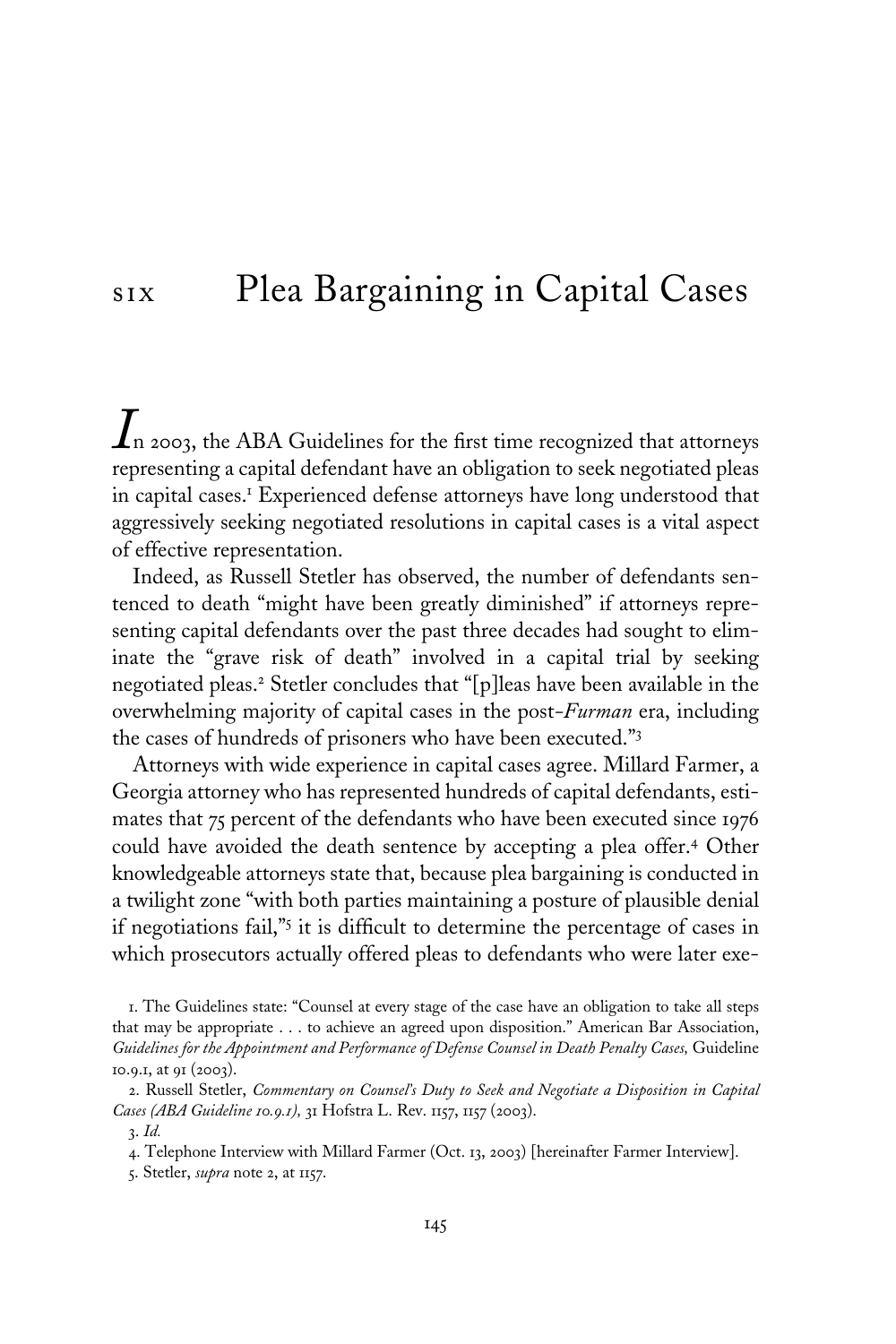# SIX Plea Bargaining in Capital Cases

In 2003, the ABA Guidelines for the first time recognized that attorneys representing a capital defendant have an obligation to seek negotiated pleas in capital cases.[1] Experienced defense attorneys have long understood that aggressively seeking negotiated resolutions in capital cases is a vital aspect of effective representation.

Indeed, as Russell Stetler has observed, the number of defendants sentenced to death "might have been greatly diminished" if attorneys representing capital defendants over the past three decades had sought to eliminate the "grave risk of death" involved in a capital trial by seeking negotiated pleas.[2] Stetler concludes that "[p]leas have been available in the overwhelming majority of capital cases in the post-*Furman* era, including the cases of hundreds of prisoners who have been executed."[3]

Attorneys with wide experience in capital cases agree. Millard Farmer, a Georgia attorney who has represented hundreds of capital defendants, estimates that 75 percent of the defendants who have been executed since 1976 could have avoided the death sentence by accepting a plea offer.[4] Other knowledgeable attorneys state that, because plea bargaining is conducted in a twilight zone "with both parties maintaining a posture of plausible denial if negotiations fail,"[5] it is difficult to determine the percentage of cases in which prosecutors actually offered pleas to defendants who were later exe-

1. The Guidelines state: "Counsel at every stage of the case have an obligation to take all steps that may be appropriate . . . to achieve an agreed upon disposition." American Bar Association, *Guidelines for the Appointment and Performance of Defense Counsel in Death Penalty Cases,* Guideline 10.9.1, at 91 (2003).

2. Russell Stetler, *Commentary on Counsel's Duty to Seek and Negotiate a Disposition in Capital Cases (ABA Guideline 10.9.1),* 31 Hofstra L. Rev. 1157, 1157 (2003).

3. *Id.*

4. Telephone Interview with Millard Farmer (Oct. 13, 2003) [hereinafter Farmer Interview].

5. Stetler, *supra* note 2, at 1157.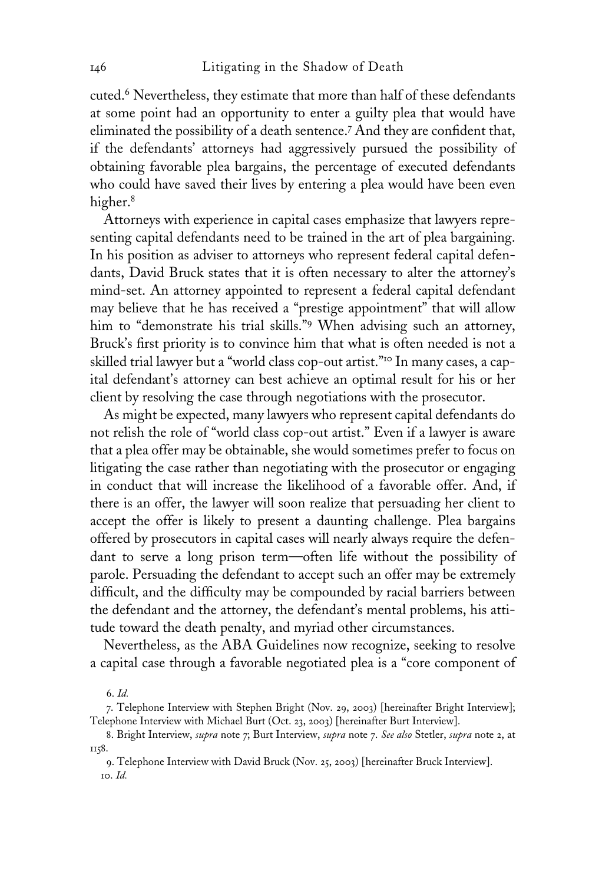cuted.[6] Nevertheless, they estimate that more than half of these defendants at some point had an opportunity to enter a guilty plea that would have eliminated the possibility of a death sentence.[7] And they are confident that, if the defendants' attorneys had aggressively pursued the possibility of obtaining favorable plea bargains, the percentage of executed defendants who could have saved their lives by entering a plea would have been even higher.[8]

Attorneys with experience in capital cases emphasize that lawyers representing capital defendants need to be trained in the art of plea bargaining. In his position as adviser to attorneys who represent federal capital defendants, David Bruck states that it is often necessary to alter the attorney's mind-set. An attorney appointed to represent a federal capital defendant may believe that he has received a "prestige appointment" that will allow him to "demonstrate his trial skills."[9] When advising such an attorney, Bruck's first priority is to convince him that what is often needed is not a skilled trial lawyer but a "world class cop-out artist."[10] In many cases, a capital defendant's attorney can best achieve an optimal result for his or her client by resolving the case through negotiations with the prosecutor.

As might be expected, many lawyers who represent capital defendants do not relish the role of "world class cop-out artist." Even if a lawyer is aware that a plea offer may be obtainable, she would sometimes prefer to focus on litigating the case rather than negotiating with the prosecutor or engaging in conduct that will increase the likelihood of a favorable offer. And, if there is an offer, the lawyer will soon realize that persuading her client to accept the offer is likely to present a daunting challenge. Plea bargains offered by prosecutors in capital cases will nearly always require the defendant to serve a long prison term—often life without the possibility of parole. Persuading the defendant to accept such an offer may be extremely difficult, and the difficulty may be compounded by racial barriers between the defendant and the attorney, the defendant's mental problems, his attitude toward the death penalty, and myriad other circumstances.

Nevertheless, as the ABA Guidelines now recognize, seeking to resolve a capital case through a favorable negotiated plea is a "core component of

6. *Id.*

7. Telephone Interview with Stephen Bright (Nov. 29, 2003) [hereinafter Bright Interview]; Telephone Interview with Michael Burt (Oct. 23, 2003) [hereinafter Burt Interview].

8. Bright Interview, *supra* note 7; Burt Interview, *supra* note 7. *See also* Stetler, *supra* note 2, at 1158.

9. Telephone Interview with David Bruck (Nov. 25, 2003) [hereinafter Bruck Interview].

10. *Id.*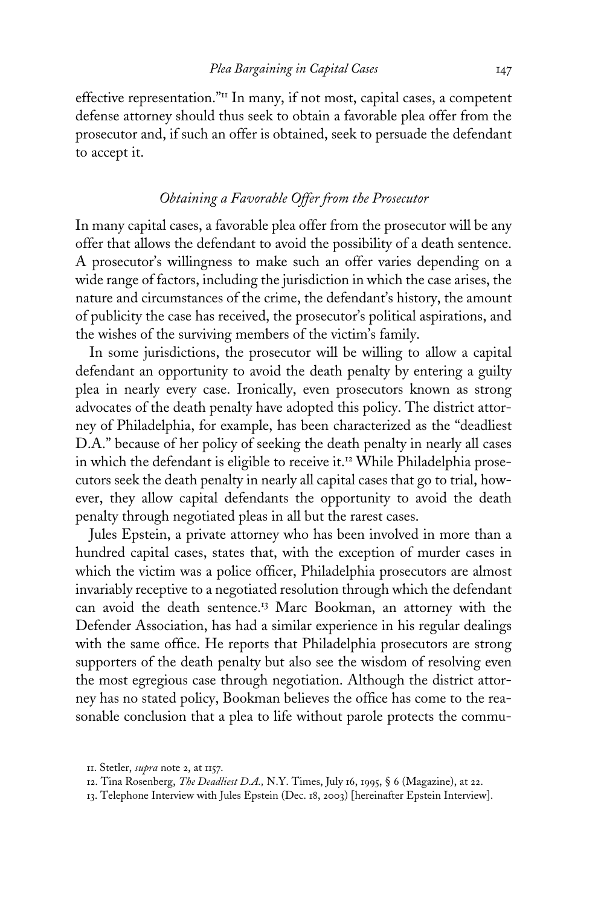effective representation."[11] In many, if not most, capital cases, a competent defense attorney should thus seek to obtain a favorable plea offer from the prosecutor and, if such an offer is obtained, seek to persuade the defendant to accept it.

### *Obtaining a Favorable Offer from the Prosecutor*

In many capital cases, a favorable plea offer from the prosecutor will be any offer that allows the defendant to avoid the possibility of a death sentence. A prosecutor's willingness to make such an offer varies depending on a wide range of factors, including the jurisdiction in which the case arises, the nature and circumstances of the crime, the defendant's history, the amount of publicity the case has received, the prosecutor's political aspirations, and the wishes of the surviving members of the victim's family.

In some jurisdictions, the prosecutor will be willing to allow a capital defendant an opportunity to avoid the death penalty by entering a guilty plea in nearly every case. Ironically, even prosecutors known as strong advocates of the death penalty have adopted this policy. The district attorney of Philadelphia, for example, has been characterized as the "deadliest D.A." because of her policy of seeking the death penalty in nearly all cases in which the defendant is eligible to receive it.[12] While Philadelphia prosecutors seek the death penalty in nearly all capital cases that go to trial, however, they allow capital defendants the opportunity to avoid the death penalty through negotiated pleas in all but the rarest cases.

Jules Epstein, a private attorney who has been involved in more than a hundred capital cases, states that, with the exception of murder cases in which the victim was a police officer, Philadelphia prosecutors are almost invariably receptive to a negotiated resolution through which the defendant can avoid the death sentence.[13] Marc Bookman, an attorney with the Defender Association, has had a similar experience in his regular dealings with the same office. He reports that Philadelphia prosecutors are strong supporters of the death penalty but also see the wisdom of resolving even the most egregious case through negotiation. Although the district attorney has no stated policy, Bookman believes the office has come to the reasonable conclusion that a plea to life without parole protects the commu-

11. Stetler, *supra* note 2, at 1157.

12. Tina Rosenberg, *The Deadliest D.A.,* N.Y. Times, July 16, 1995, § 6 (Magazine), at 22.

13. Telephone Interview with Jules Epstein (Dec. 18, 2003) [hereinafter Epstein Interview].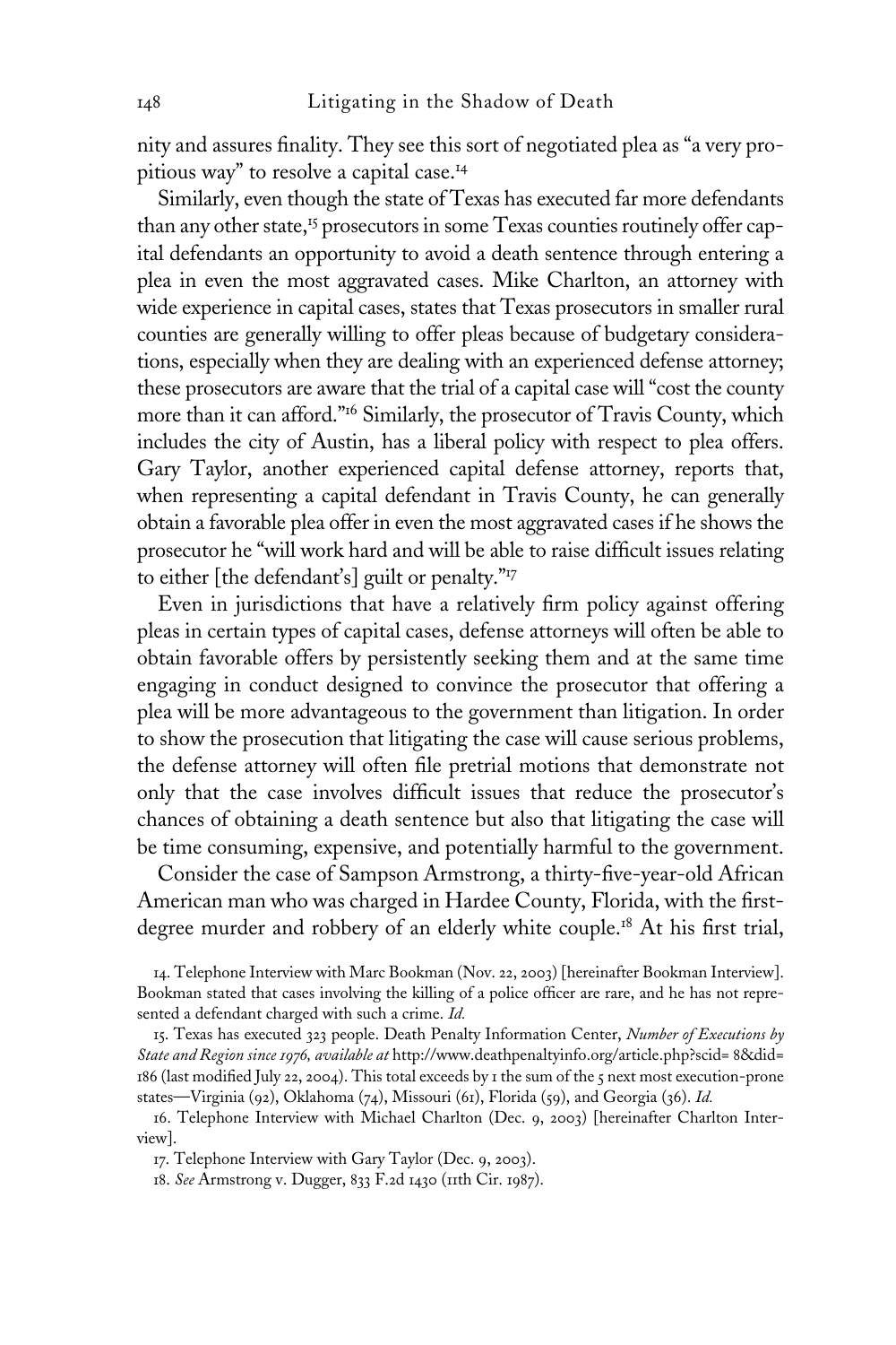nity and assures finality. They see this sort of negotiated plea as "a very propitious way" to resolve a capital case.[14]

Similarly, even though the state of Texas has executed far more defendants than any other state,[15] prosecutors in some Texas counties routinely offer capital defendants an opportunity to avoid a death sentence through entering a plea in even the most aggravated cases. Mike Charlton, an attorney with wide experience in capital cases, states that Texas prosecutors in smaller rural counties are generally willing to offer pleas because of budgetary considerations, especially when they are dealing with an experienced defense attorney; these prosecutors are aware that the trial of a capital case will "cost the county more than it can afford."[16] Similarly, the prosecutor of Travis County, which includes the city of Austin, has a liberal policy with respect to plea offers. Gary Taylor, another experienced capital defense attorney, reports that, when representing a capital defendant in Travis County, he can generally obtain a favorable plea offer in even the most aggravated cases if he shows the prosecutor he "will work hard and will be able to raise difficult issues relating to either [the defendant's] guilt or penalty."[17]

Even in jurisdictions that have a relatively firm policy against offering pleas in certain types of capital cases, defense attorneys will often be able to obtain favorable offers by persistently seeking them and at the same time engaging in conduct designed to convince the prosecutor that offering a plea will be more advantageous to the government than litigation. In order to show the prosecution that litigating the case will cause serious problems, the defense attorney will often file pretrial motions that demonstrate not only that the case involves difficult issues that reduce the prosecutor's chances of obtaining a death sentence but also that litigating the case will be time consuming, expensive, and potentially harmful to the government.

Consider the case of Sampson Armstrong, a thirty-five-year-old African American man who was charged in Hardee County, Florida, with the first-degree murder and robbery of an elderly white couple.[18] At his first trial,

14. Telephone Interview with Marc Bookman (Nov. 22, 2003) [hereinafter Bookman Interview]. Bookman stated that cases involving the killing of a police officer are rare, and he has not represented a defendant charged with such a crime. *Id.*

15. Texas has executed 323 people. Death Penalty Information Center, *Number of Executions by State and Region since 1976, available at* http://www.deathpenaltyinfo.org/article.php?scid= 8&did= 186 (last modified July 22, 2004). This total exceeds by 1 the sum of the 5 next most execution-prone states—Virginia (92), Oklahoma (74), Missouri (61), Florida (59), and Georgia (36). *Id.*

16. Telephone Interview with Michael Charlton (Dec. 9, 2003) [hereinafter Charlton Interview].

17. Telephone Interview with Gary Taylor (Dec. 9, 2003).

18. *See* Armstrong v. Dugger, 833 F.2d 1430 (11th Cir. 1987).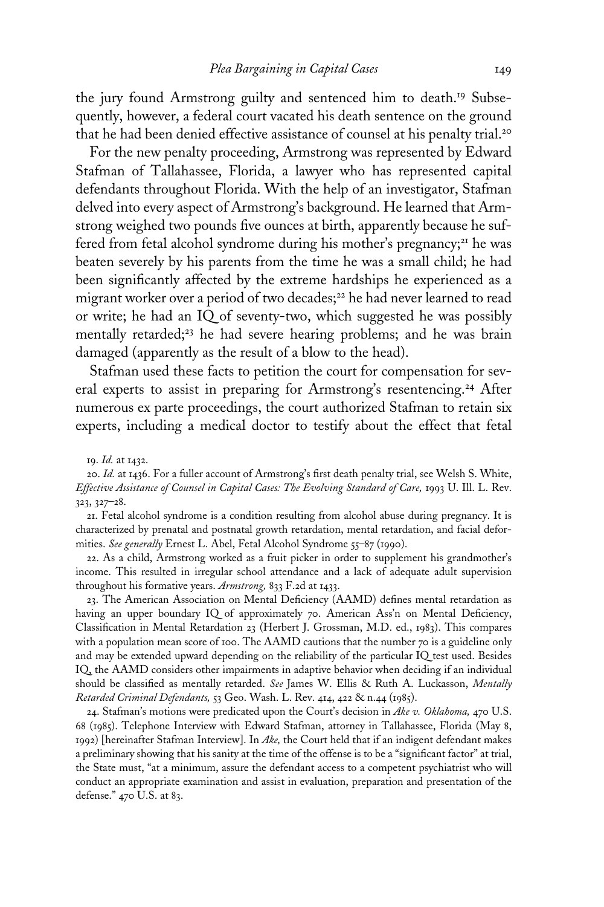the jury found Armstrong guilty and sentenced him to death.[19] Subsequently, however, a federal court vacated his death sentence on the ground that he had been denied effective assistance of counsel at his penalty trial.[20]

For the new penalty proceeding, Armstrong was represented by Edward Stafman of Tallahassee, Florida, a lawyer who has represented capital defendants throughout Florida. With the help of an investigator, Stafman delved into every aspect of Armstrong's background. He learned that Armstrong weighed two pounds five ounces at birth, apparently because he suffered from fetal alcohol syndrome during his mother's pregnancy;[21] he was beaten severely by his parents from the time he was a small child; he had been significantly affected by the extreme hardships he experienced as a migrant worker over a period of two decades;[22] he had never learned to read or write; he had an IQ of seventy-two, which suggested he was possibly mentally retarded;[23] he had severe hearing problems; and he was brain damaged (apparently as the result of a blow to the head).

Stafman used these facts to petition the court for compensation for several experts to assist in preparing for Armstrong's resentencing.[24] After numerous ex parte proceedings, the court authorized Stafman to retain six experts, including a medical doctor to testify about the effect that fetal

19. *Id.* at 1432.

20. *Id.* at 1436. For a fuller account of Armstrong's first death penalty trial, see Welsh S. White, *Effective Assistance of Counsel in Capital Cases: The Evolving Standard of Care,* 1993 U. Ill. L. Rev. 323, 327–28.

21. Fetal alcohol syndrome is a condition resulting from alcohol abuse during pregnancy. It is characterized by prenatal and postnatal growth retardation, mental retardation, and facial deformities. *See generally* Ernest L. Abel, Fetal Alcohol Syndrome 55–87 (1990).

22. As a child, Armstrong worked as a fruit picker in order to supplement his grandmother's income. This resulted in irregular school attendance and a lack of adequate adult supervision throughout his formative years. *Armstrong,* 833 F.2d at 1433.

23. The American Association on Mental Deficiency (AAMD) defines mental retardation as having an upper boundary IQ of approximately 70. American Ass'n on Mental Deficiency, Classification in Mental Retardation 23 (Herbert J. Grossman, M.D. ed., 1983). This compares with a population mean score of 100. The AAMD cautions that the number 70 is a guideline only and may be extended upward depending on the reliability of the particular IQ test used. Besides IQ, the AAMD considers other impairments in adaptive behavior when deciding if an individual should be classified as mentally retarded. *See* James W. Ellis & Ruth A. Luckasson, *Mentally Retarded Criminal Defendants,* 53 Geo. Wash. L. Rev. 414, 422 & n.44 (1985).

24. Stafman's motions were predicated upon the Court's decision in *Ake v. Oklahoma,* 470 U.S. 68 (1985). Telephone Interview with Edward Stafman, attorney in Tallahassee, Florida (May 8, 1992) [hereinafter Stafman Interview]. In *Ake,* the Court held that if an indigent defendant makes a preliminary showing that his sanity at the time of the offense is to be a "significant factor" at trial, the State must, "at a minimum, assure the defendant access to a competent psychiatrist who will conduct an appropriate examination and assist in evaluation, preparation and presentation of the defense." 470 U.S. at 83.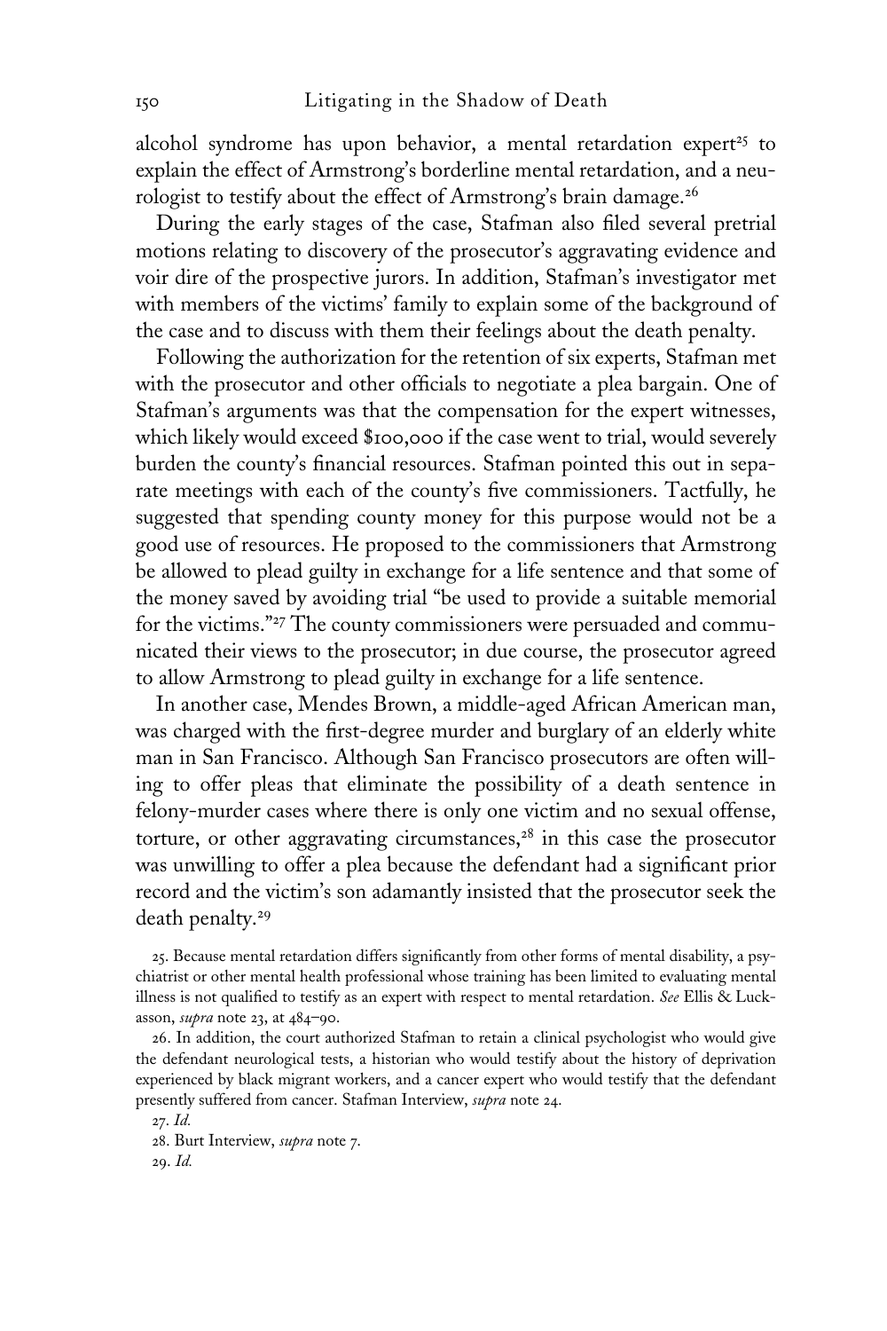alcohol syndrome has upon behavior, a mental retardation expert[25] to explain the effect of Armstrong's borderline mental retardation, and a neurologist to testify about the effect of Armstrong's brain damage.[26]

During the early stages of the case, Stafman also filed several pretrial motions relating to discovery of the prosecutor's aggravating evidence and voir dire of the prospective jurors. In addition, Stafman's investigator met with members of the victims' family to explain some of the background of the case and to discuss with them their feelings about the death penalty.

Following the authorization for the retention of six experts, Stafman met with the prosecutor and other officials to negotiate a plea bargain. One of Stafman's arguments was that the compensation for the expert witnesses, which likely would exceed $100,000 if the case went to trial, would severely burden the county's financial resources. Stafman pointed this out in separate meetings with each of the county's five commissioners. Tactfully, he suggested that spending county money for this purpose would not be a good use of resources. He proposed to the commissioners that Armstrong be allowed to plead guilty in exchange for a life sentence and that some of the money saved by avoiding trial "be used to provide a suitable memorial for the victims."[27] The county commissioners were persuaded and communicated their views to the prosecutor; in due course, the prosecutor agreed to allow Armstrong to plead guilty in exchange for a life sentence.

In another case, Mendes Brown, a middle-aged African American man, was charged with the first-degree murder and burglary of an elderly white man in San Francisco. Although San Francisco prosecutors are often willing to offer pleas that eliminate the possibility of a death sentence in felony-murder cases where there is only one victim and no sexual offense, torture, or other aggravating circumstances,[28] in this case the prosecutor was unwilling to offer a plea because the defendant had a significant prior record and the victim's son adamantly insisted that the prosecutor seek the death penalty.[29]

25. Because mental retardation differs significantly from other forms of mental disability, a psychiatrist or other mental health professional whose training has been limited to evaluating mental illness is not qualified to testify as an expert with respect to mental retardation. *See* Ellis & Luckasson, *supra* note 23, at 484–90.

26. In addition, the court authorized Stafman to retain a clinical psychologist who would give the defendant neurological tests, a historian who would testify about the history of deprivation experienced by black migrant workers, and a cancer expert who would testify that the defendant presently suffered from cancer. Stafman Interview, *supra* note 24.

27. *Id.*

28. Burt Interview, *supra* note 7.

29. *Id.*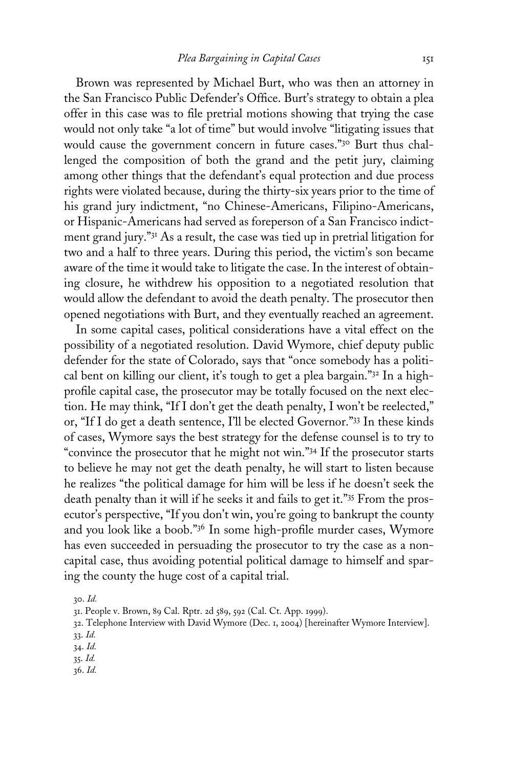Brown was represented by Michael Burt, who was then an attorney in the San Francisco Public Defender's Office. Burt's strategy to obtain a plea offer in this case was to file pretrial motions showing that trying the case would not only take "a lot of time" but would involve "litigating issues that would cause the government concern in future cases."[30] Burt thus challenged the composition of both the grand and the petit jury, claiming among other things that the defendant's equal protection and due process rights were violated because, during the thirty-six years prior to the time of his grand jury indictment, "no Chinese-Americans, Filipino-Americans, or Hispanic-Americans had served as foreperson of a San Francisco indictment grand jury."[31] As a result, the case was tied up in pretrial litigation for two and a half to three years. During this period, the victim's son became aware of the time it would take to litigate the case. In the interest of obtaining closure, he withdrew his opposition to a negotiated resolution that would allow the defendant to avoid the death penalty. The prosecutor then opened negotiations with Burt, and they eventually reached an agreement.

In some capital cases, political considerations have a vital effect on the possibility of a negotiated resolution. David Wymore, chief deputy public defender for the state of Colorado, says that "once somebody has a political bent on killing our client, it's tough to get a plea bargain."[32] In a high-profile capital case, the prosecutor may be totally focused on the next election. He may think, "If I don't get the death penalty, I won't be reelected," or, "If I do get a death sentence, I'll be elected Governor."[33] In these kinds of cases, Wymore says the best strategy for the defense counsel is to try to "convince the prosecutor that he might not win."[34] If the prosecutor starts to believe he may not get the death penalty, he will start to listen because he realizes "the political damage for him will be less if he doesn't seek the death penalty than it will if he seeks it and fails to get it."[35] From the prosecutor's perspective, "If you don't win, you're going to bankrupt the county and you look like a boob."[36] In some high-profile murder cases, Wymore has even succeeded in persuading the prosecutor to try the case as a non-capital case, thus avoiding potential political damage to himself and sparing the county the huge cost of a capital trial.

30. *Id.*

31. People v. Brown, 89 Cal. Rptr. 2d 589, 592 (Cal. Ct. App. 1999).

32. Telephone Interview with David Wymore (Dec. 1, 2004) [hereinafter Wymore Interview].

33. *Id.*

34. *Id.*

35. *Id.*

36. *Id.*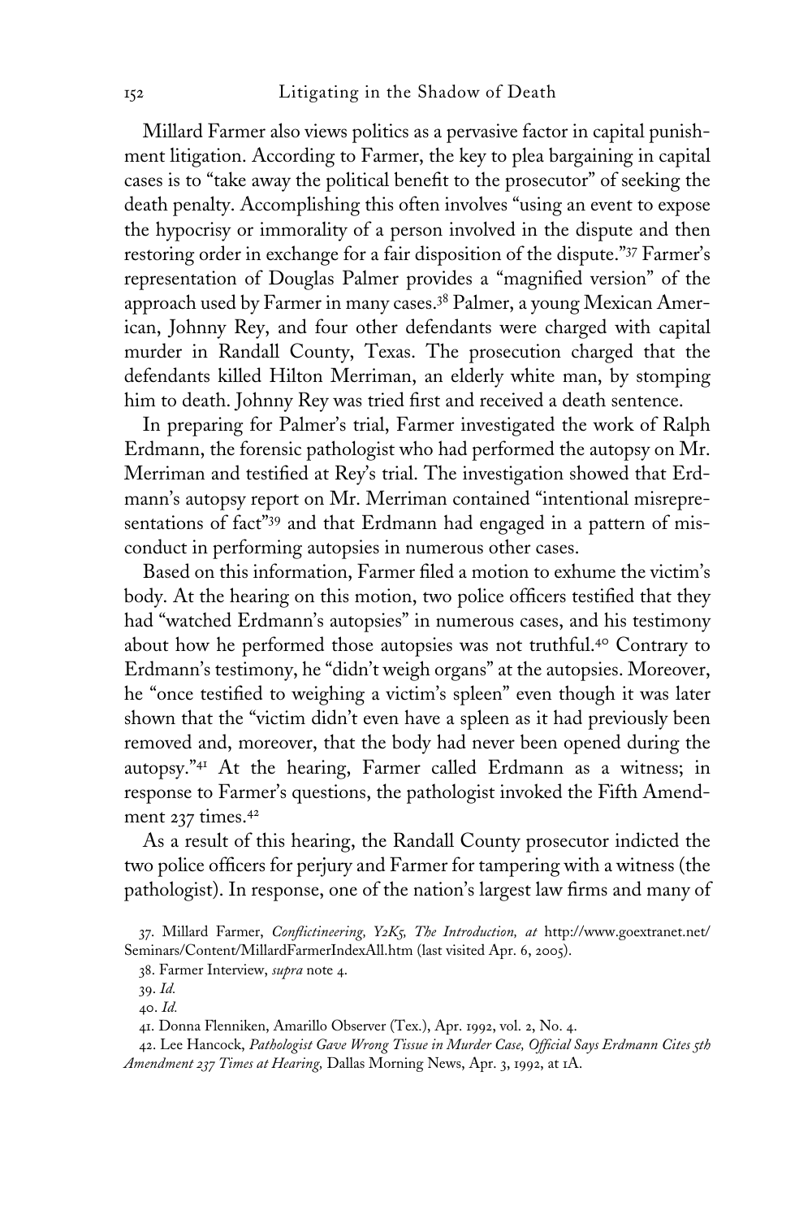Millard Farmer also views politics as a pervasive factor in capital punishment litigation. According to Farmer, the key to plea bargaining in capital cases is to "take away the political benefit to the prosecutor" of seeking the death penalty. Accomplishing this often involves "using an event to expose the hypocrisy or immorality of a person involved in the dispute and then restoring order in exchange for a fair disposition of the dispute."[37] Farmer's representation of Douglas Palmer provides a "magnified version" of the approach used by Farmer in many cases.[38] Palmer, a young Mexican American, Johnny Rey, and four other defendants were charged with capital murder in Randall County, Texas. The prosecution charged that the defendants killed Hilton Merriman, an elderly white man, by stomping him to death. Johnny Rey was tried first and received a death sentence.

In preparing for Palmer's trial, Farmer investigated the work of Ralph Erdmann, the forensic pathologist who had performed the autopsy on Mr. Merriman and testified at Rey's trial. The investigation showed that Erdmann's autopsy report on Mr. Merriman contained "intentional misrepresentations of fact"[39] and that Erdmann had engaged in a pattern of misconduct in performing autopsies in numerous other cases.

Based on this information, Farmer filed a motion to exhume the victim's body. At the hearing on this motion, two police officers testified that they had "watched Erdmann's autopsies" in numerous cases, and his testimony about how he performed those autopsies was not truthful.[40] Contrary to Erdmann's testimony, he "didn't weigh organs" at the autopsies. Moreover, he "once testified to weighing a victim's spleen" even though it was later shown that the "victim didn't even have a spleen as it had previously been removed and, moreover, that the body had never been opened during the autopsy."[41] At the hearing, Farmer called Erdmann as a witness; in response to Farmer's questions, the pathologist invoked the Fifth Amendment 237 times.[42]

As a result of this hearing, the Randall County prosecutor indicted the two police officers for perjury and Farmer for tampering with a witness (the pathologist). In response, one of the nation's largest law firms and many of

---

37. Millard Farmer, *Conflictineering, Y2K5, The Introduction, at* http://www.goextranet.net/Seminars/Content/MillardFarmerIndexAll.htm (last visited Apr. 6, 2005).

38. Farmer Interview, *supra* note 4.

39. *Id.*

40. *Id.*

41. Donna Flenniken, Amarillo Observer (Tex.), Apr. 1992, vol. 2, No. 4.

42. Lee Hancock, *Pathologist Gave Wrong Tissue in Murder Case, Official Says Erdmann Cites 5th Amendment 237 Times at Hearing,* Dallas Morning News, Apr. 3, 1992, at 1A.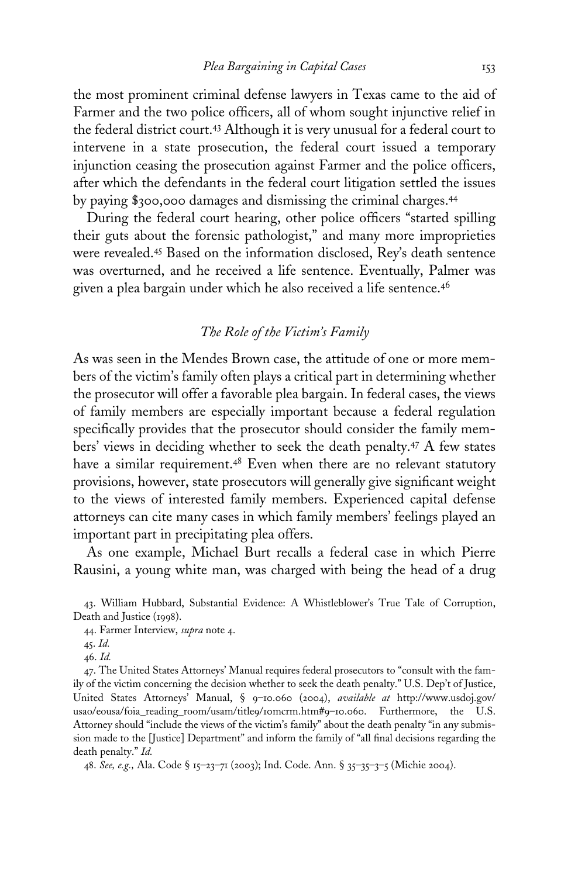the most prominent criminal defense lawyers in Texas came to the aid of Farmer and the two police officers, all of whom sought injunctive relief in the federal district court.[43] Although it is very unusual for a federal court to intervene in a state prosecution, the federal court issued a temporary injunction ceasing the prosecution against Farmer and the police officers, after which the defendants in the federal court litigation settled the issues by paying $300,000 damages and dismissing the criminal charges.[44]

During the federal court hearing, other police officers "started spilling their guts about the forensic pathologist," and many more improprieties were revealed.[45] Based on the information disclosed, Rey's death sentence was overturned, and he received a life sentence. Eventually, Palmer was given a plea bargain under which he also received a life sentence.[46]

### *The Role of the Victim's Family*

As was seen in the Mendes Brown case, the attitude of one or more members of the victim's family often plays a critical part in determining whether the prosecutor will offer a favorable plea bargain. In federal cases, the views of family members are especially important because a federal regulation specifically provides that the prosecutor should consider the family members' views in deciding whether to seek the death penalty.[47] A few states have a similar requirement.[48] Even when there are no relevant statutory provisions, however, state prosecutors will generally give significant weight to the views of interested family members. Experienced capital defense attorneys can cite many cases in which family members' feelings played an important part in precipitating plea offers.

As one example, Michael Burt recalls a federal case in which Pierre Rausini, a young white man, was charged with being the head of a drug

43. William Hubbard, Substantial Evidence: A Whistleblower's True Tale of Corruption, Death and Justice (1998).

44. Farmer Interview, *supra* note 4.

45. *Id.*

46. *Id.*

47. The United States Attorneys' Manual requires federal prosecutors to "consult with the family of the victim concerning the decision whether to seek the death penalty." U.S. Dep't of Justice, United States Attorneys' Manual, § 9–10.060 (2004), *available at* http://www.usdoj.gov/usao/eousa/foia_reading_room/usam/title9/10mcrm.htm#9–10.060. Furthermore, the U.S. Attorney should "include the views of the victim's family" about the death penalty "in any submission made to the [Justice] Department" and inform the family of "all final decisions regarding the death penalty." *Id.*

48. *See, e.g.,* Ala. Code § 15–23–71 (2003); Ind. Code. Ann. § 35–35–3–5 (Michie 2004).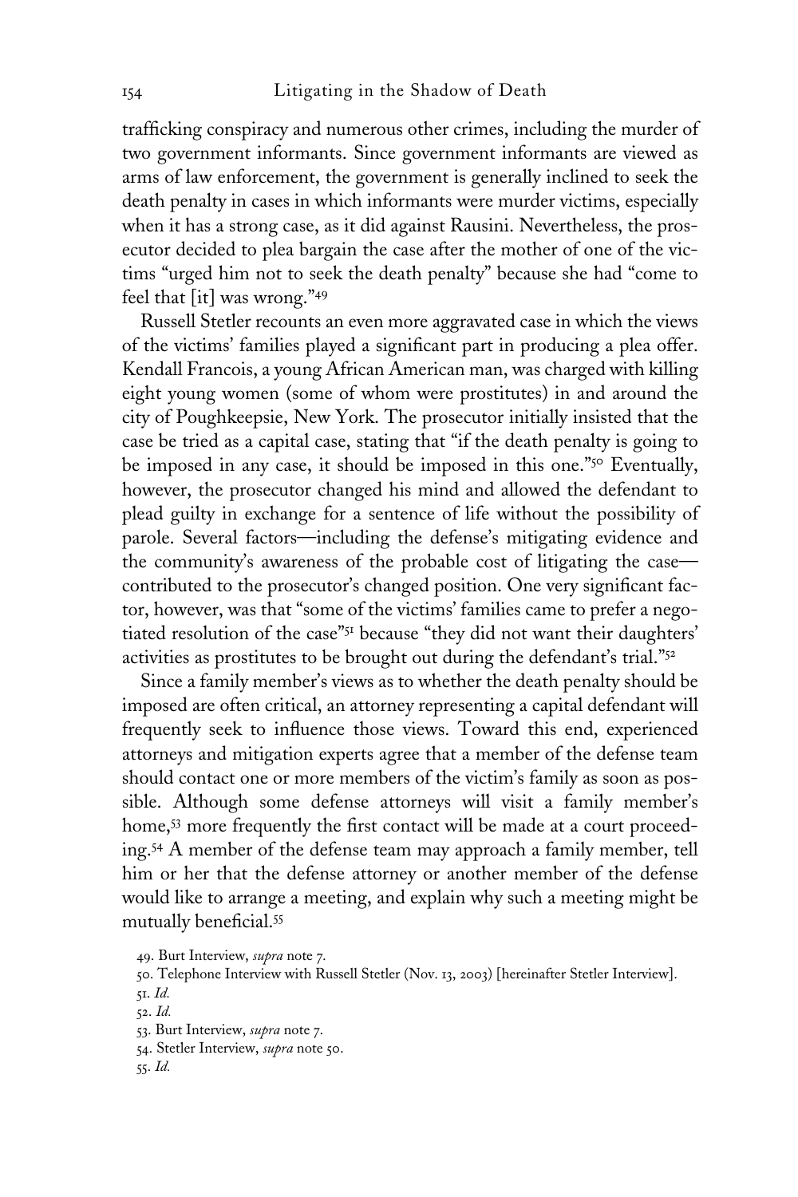trafficking conspiracy and numerous other crimes, including the murder of two government informants. Since government informants are viewed as arms of law enforcement, the government is generally inclined to seek the death penalty in cases in which informants were murder victims, especially when it has a strong case, as it did against Rausini. Nevertheless, the prosecutor decided to plea bargain the case after the mother of one of the victims "urged him not to seek the death penalty" because she had "come to feel that [it] was wrong."[49]

Russell Stetler recounts an even more aggravated case in which the views of the victims' families played a significant part in producing a plea offer. Kendall Francois, a young African American man, was charged with killing eight young women (some of whom were prostitutes) in and around the city of Poughkeepsie, New York. The prosecutor initially insisted that the case be tried as a capital case, stating that "if the death penalty is going to be imposed in any case, it should be imposed in this one."[50] Eventually, however, the prosecutor changed his mind and allowed the defendant to plead guilty in exchange for a sentence of life without the possibility of parole. Several factors—including the defense's mitigating evidence and the community's awareness of the probable cost of litigating the case—contributed to the prosecutor's changed position. One very significant factor, however, was that "some of the victims' families came to prefer a negotiated resolution of the case"[51] because "they did not want their daughters' activities as prostitutes to be brought out during the defendant's trial."[52]

Since a family member's views as to whether the death penalty should be imposed are often critical, an attorney representing a capital defendant will frequently seek to influence those views. Toward this end, experienced attorneys and mitigation experts agree that a member of the defense team should contact one or more members of the victim's family as soon as possible. Although some defense attorneys will visit a family member's home,[53] more frequently the first contact will be made at a court proceeding.[54] A member of the defense team may approach a family member, tell him or her that the defense attorney or another member of the defense would like to arrange a meeting, and explain why such a meeting might be mutually beneficial.[55]

49. Burt Interview, *supra* note 7.

50. Telephone Interview with Russell Stetler (Nov. 13, 2003) [hereinafter Stetler Interview].

51. *Id.*

52. *Id.*

53. Burt Interview, *supra* note 7.

54. Stetler Interview, *supra* note 50.

55. *Id.*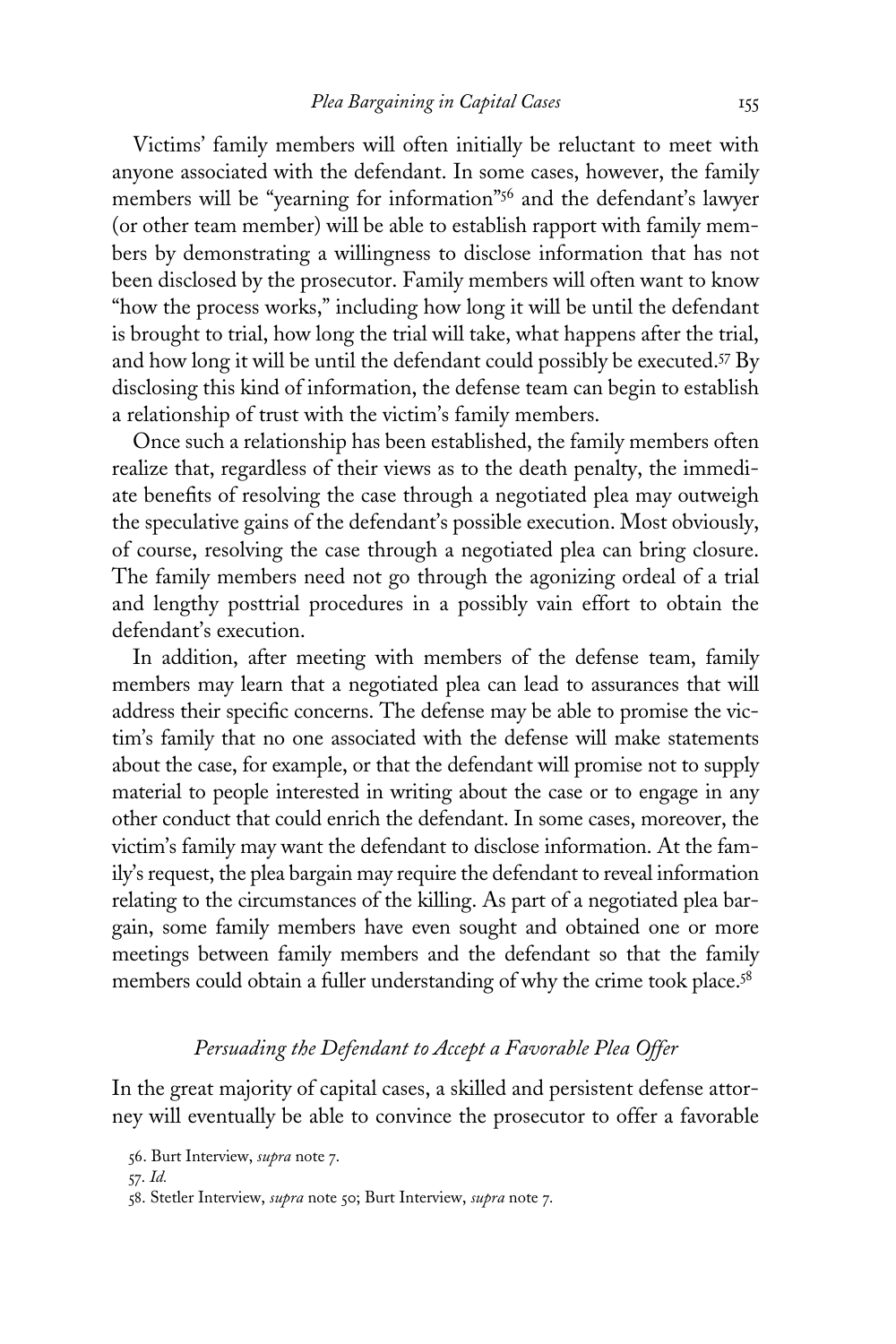Victims' family members will often initially be reluctant to meet with anyone associated with the defendant. In some cases, however, the family members will be "yearning for information"[56] and the defendant's lawyer (or other team member) will be able to establish rapport with family members by demonstrating a willingness to disclose information that has not been disclosed by the prosecutor. Family members will often want to know "how the process works," including how long it will be until the defendant is brought to trial, how long the trial will take, what happens after the trial, and how long it will be until the defendant could possibly be executed.[57] By disclosing this kind of information, the defense team can begin to establish a relationship of trust with the victim's family members.

Once such a relationship has been established, the family members often realize that, regardless of their views as to the death penalty, the immediate benefits of resolving the case through a negotiated plea may outweigh the speculative gains of the defendant's possible execution. Most obviously, of course, resolving the case through a negotiated plea can bring closure. The family members need not go through the agonizing ordeal of a trial and lengthy posttrial procedures in a possibly vain effort to obtain the defendant's execution.

In addition, after meeting with members of the defense team, family members may learn that a negotiated plea can lead to assurances that will address their specific concerns. The defense may be able to promise the victim's family that no one associated with the defense will make statements about the case, for example, or that the defendant will promise not to supply material to people interested in writing about the case or to engage in any other conduct that could enrich the defendant. In some cases, moreover, the victim's family may want the defendant to disclose information. At the family's request, the plea bargain may require the defendant to reveal information relating to the circumstances of the killing. As part of a negotiated plea bargain, some family members have even sought and obtained one or more meetings between family members and the defendant so that the family members could obtain a fuller understanding of why the crime took place.[58]

### *Persuading the Defendant to Accept a Favorable Plea Offer*

In the great majority of capital cases, a skilled and persistent defense attorney will eventually be able to convince the prosecutor to offer a favorable

56. Burt Interview, *supra* note 7.

57. *Id.*

58. Stetler Interview, *supra* note 50; Burt Interview, *supra* note 7.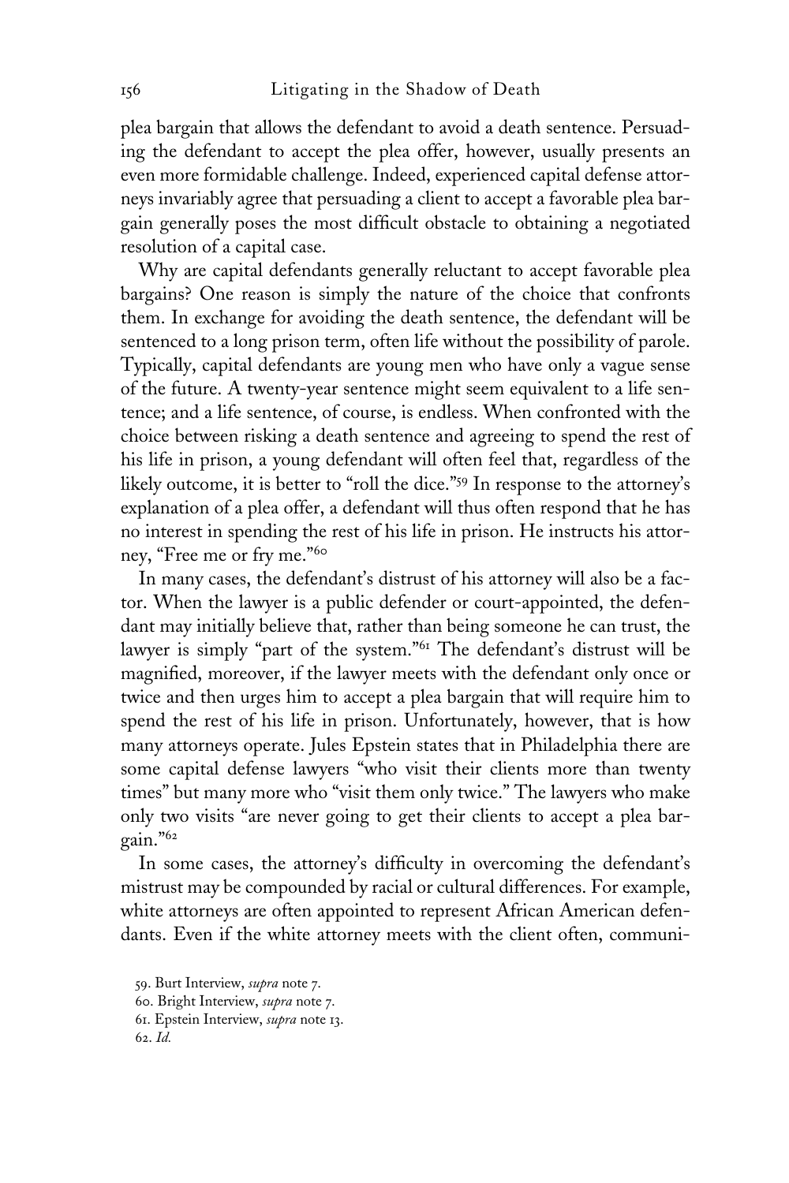plea bargain that allows the defendant to avoid a death sentence. Persuading the defendant to accept the plea offer, however, usually presents an even more formidable challenge. Indeed, experienced capital defense attorneys invariably agree that persuading a client to accept a favorable plea bargain generally poses the most difficult obstacle to obtaining a negotiated resolution of a capital case.

Why are capital defendants generally reluctant to accept favorable plea bargains? One reason is simply the nature of the choice that confronts them. In exchange for avoiding the death sentence, the defendant will be sentenced to a long prison term, often life without the possibility of parole. Typically, capital defendants are young men who have only a vague sense of the future. A twenty-year sentence might seem equivalent to a life sentence; and a life sentence, of course, is endless. When confronted with the choice between risking a death sentence and agreeing to spend the rest of his life in prison, a young defendant will often feel that, regardless of the likely outcome, it is better to "roll the dice."[59] In response to the attorney's explanation of a plea offer, a defendant will thus often respond that he has no interest in spending the rest of his life in prison. He instructs his attorney, "Free me or fry me."[60]

In many cases, the defendant's distrust of his attorney will also be a factor. When the lawyer is a public defender or court-appointed, the defendant may initially believe that, rather than being someone he can trust, the lawyer is simply "part of the system."[61] The defendant's distrust will be magnified, moreover, if the lawyer meets with the defendant only once or twice and then urges him to accept a plea bargain that will require him to spend the rest of his life in prison. Unfortunately, however, that is how many attorneys operate. Jules Epstein states that in Philadelphia there are some capital defense lawyers "who visit their clients more than twenty times" but many more who "visit them only twice." The lawyers who make only two visits "are never going to get their clients to accept a plea bargain."[62]

In some cases, the attorney's difficulty in overcoming the defendant's mistrust may be compounded by racial or cultural differences. For example, white attorneys are often appointed to represent African American defendants. Even if the white attorney meets with the client often, communi-

59. Burt Interview, *supra* note 7.

60. Bright Interview, *supra* note 7.

61. Epstein Interview, *supra* note 13.

62. *Id.*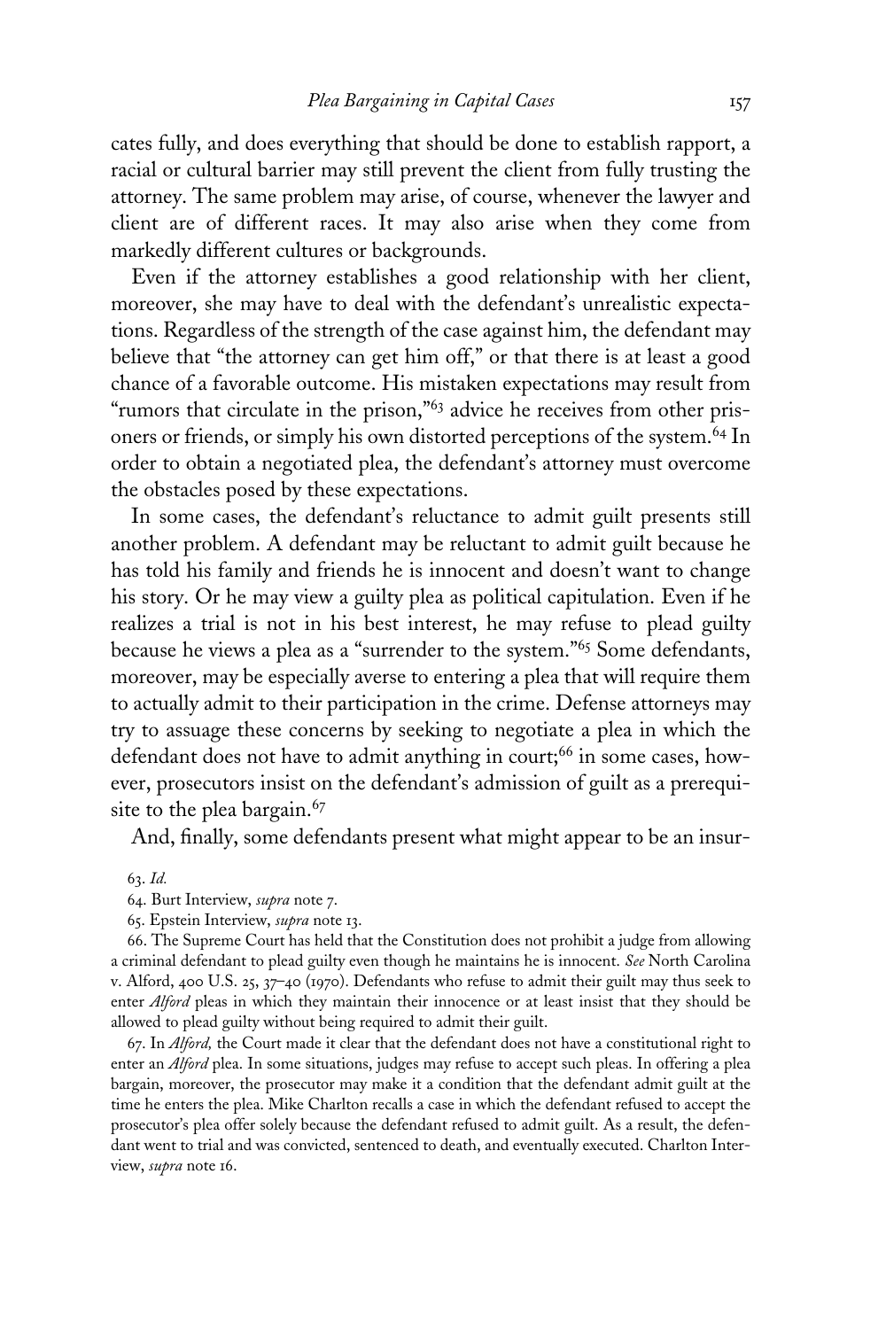cates fully, and does everything that should be done to establish rapport, a racial or cultural barrier may still prevent the client from fully trusting the attorney. The same problem may arise, of course, whenever the lawyer and client are of different races. It may also arise when they come from markedly different cultures or backgrounds.

Even if the attorney establishes a good relationship with her client, moreover, she may have to deal with the defendant's unrealistic expectations. Regardless of the strength of the case against him, the defendant may believe that "the attorney can get him off," or that there is at least a good chance of a favorable outcome. His mistaken expectations may result from "rumors that circulate in the prison,"[63] advice he receives from other prisoners or friends, or simply his own distorted perceptions of the system.[64] In order to obtain a negotiated plea, the defendant's attorney must overcome the obstacles posed by these expectations.

In some cases, the defendant's reluctance to admit guilt presents still another problem. A defendant may be reluctant to admit guilt because he has told his family and friends he is innocent and doesn't want to change his story. Or he may view a guilty plea as political capitulation. Even if he realizes a trial is not in his best interest, he may refuse to plead guilty because he views a plea as a "surrender to the system."[65] Some defendants, moreover, may be especially averse to entering a plea that will require them to actually admit to their participation in the crime. Defense attorneys may try to assuage these concerns by seeking to negotiate a plea in which the defendant does not have to admit anything in court;[66] in some cases, however, prosecutors insist on the defendant's admission of guilt as a prerequisite to the plea bargain.[67]

And, finally, some defendants present what might appear to be an insur-

63. *Id.*

64. Burt Interview, *supra* note 7.

65. Epstein Interview, *supra* note 13.

66. The Supreme Court has held that the Constitution does not prohibit a judge from allowing a criminal defendant to plead guilty even though he maintains he is innocent. *See* North Carolina v. Alford, 400 U.S. 25, 37–40 (1970). Defendants who refuse to admit their guilt may thus seek to enter *Alford* pleas in which they maintain their innocence or at least insist that they should be allowed to plead guilty without being required to admit their guilt.

67. In *Alford,* the Court made it clear that the defendant does not have a constitutional right to enter an *Alford* plea. In some situations, judges may refuse to accept such pleas. In offering a plea bargain, moreover, the prosecutor may make it a condition that the defendant admit guilt at the time he enters the plea. Mike Charlton recalls a case in which the defendant refused to accept the prosecutor's plea offer solely because the defendant refused to admit guilt. As a result, the defendant went to trial and was convicted, sentenced to death, and eventually executed. Charlton Interview, *supra* note 16.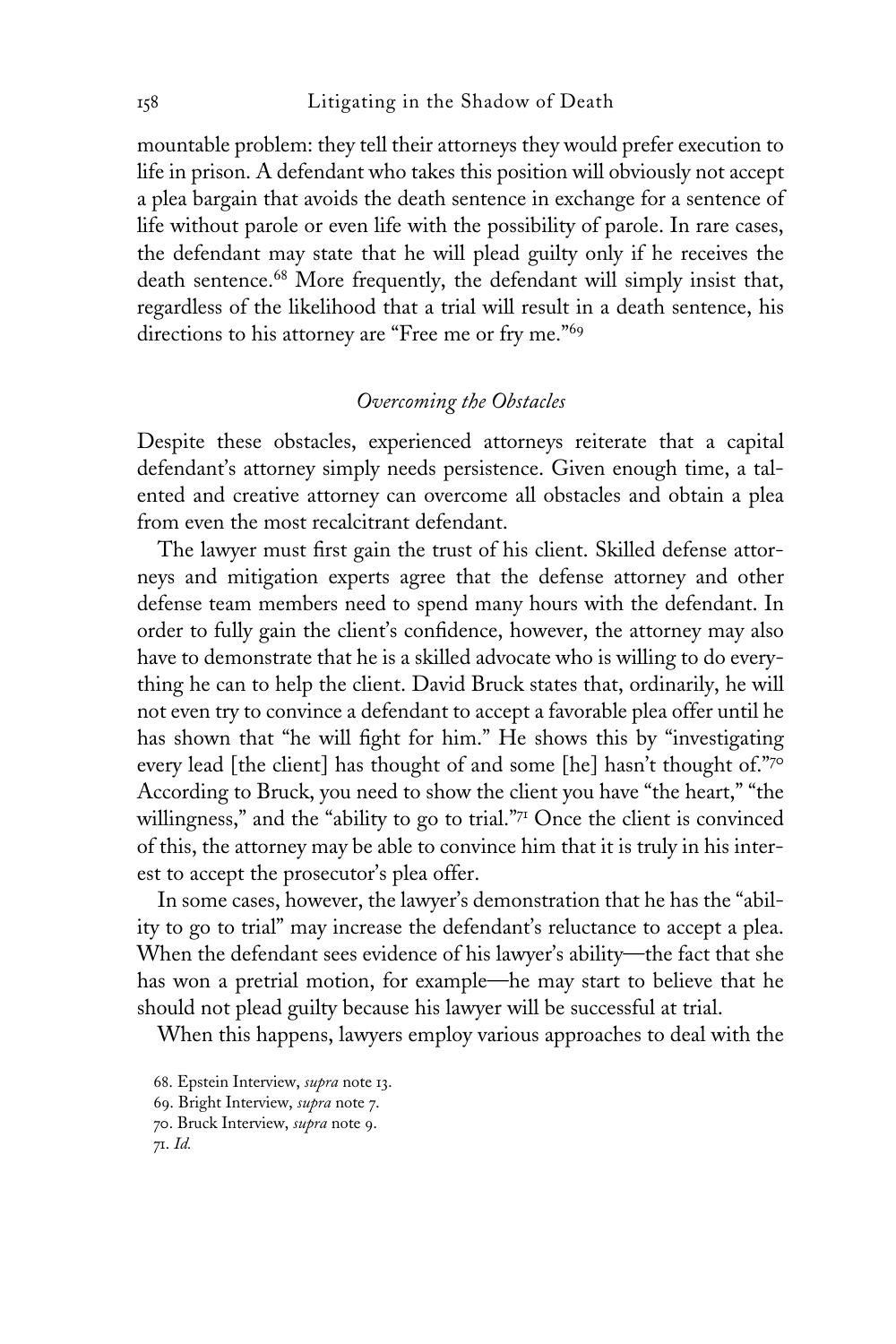mountable problem: they tell their attorneys they would prefer execution to life in prison. A defendant who takes this position will obviously not accept a plea bargain that avoids the death sentence in exchange for a sentence of life without parole or even life with the possibility of parole. In rare cases, the defendant may state that he will plead guilty only if he receives the death sentence.[68] More frequently, the defendant will simply insist that, regardless of the likelihood that a trial will result in a death sentence, his directions to his attorney are "Free me or fry me."[69]

### *Overcoming the Obstacles*

Despite these obstacles, experienced attorneys reiterate that a capital defendant's attorney simply needs persistence. Given enough time, a talented and creative attorney can overcome all obstacles and obtain a plea from even the most recalcitrant defendant.

The lawyer must first gain the trust of his client. Skilled defense attorneys and mitigation experts agree that the defense attorney and other defense team members need to spend many hours with the defendant. In order to fully gain the client's confidence, however, the attorney may also have to demonstrate that he is a skilled advocate who is willing to do everything he can to help the client. David Bruck states that, ordinarily, he will not even try to convince a defendant to accept a favorable plea offer until he has shown that "he will fight for him." He shows this by "investigating every lead [the client] has thought of and some [he] hasn't thought of."[70] According to Bruck, you need to show the client you have "the heart," "the willingness," and the "ability to go to trial."[71] Once the client is convinced of this, the attorney may be able to convince him that it is truly in his interest to accept the prosecutor's plea offer.

In some cases, however, the lawyer's demonstration that he has the "ability to go to trial" may increase the defendant's reluctance to accept a plea. When the defendant sees evidence of his lawyer's ability—the fact that she has won a pretrial motion, for example—he may start to believe that he should not plead guilty because his lawyer will be successful at trial.

When this happens, lawyers employ various approaches to deal with the

68. Epstein Interview, *supra* note 13.
69. Bright Interview, *supra* note 7.
70. Bruck Interview, *supra* note 9.
71. *Id.*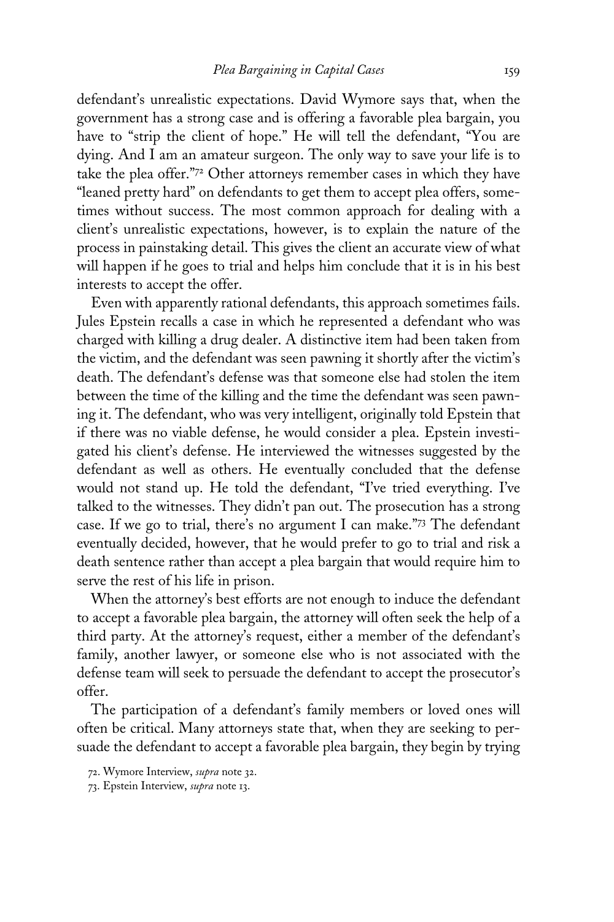defendant's unrealistic expectations. David Wymore says that, when the government has a strong case and is offering a favorable plea bargain, you have to "strip the client of hope." He will tell the defendant, "You are dying. And I am an amateur surgeon. The only way to save your life is to take the plea offer."[72] Other attorneys remember cases in which they have "leaned pretty hard" on defendants to get them to accept plea offers, sometimes without success. The most common approach for dealing with a client's unrealistic expectations, however, is to explain the nature of the process in painstaking detail. This gives the client an accurate view of what will happen if he goes to trial and helps him conclude that it is in his best interests to accept the offer.

Even with apparently rational defendants, this approach sometimes fails. Jules Epstein recalls a case in which he represented a defendant who was charged with killing a drug dealer. A distinctive item had been taken from the victim, and the defendant was seen pawning it shortly after the victim's death. The defendant's defense was that someone else had stolen the item between the time of the killing and the time the defendant was seen pawning it. The defendant, who was very intelligent, originally told Epstein that if there was no viable defense, he would consider a plea. Epstein investigated his client's defense. He interviewed the witnesses suggested by the defendant as well as others. He eventually concluded that the defense would not stand up. He told the defendant, "I've tried everything. I've talked to the witnesses. They didn't pan out. The prosecution has a strong case. If we go to trial, there's no argument I can make."[73] The defendant eventually decided, however, that he would prefer to go to trial and risk a death sentence rather than accept a plea bargain that would require him to serve the rest of his life in prison.

When the attorney's best efforts are not enough to induce the defendant to accept a favorable plea bargain, the attorney will often seek the help of a third party. At the attorney's request, either a member of the defendant's family, another lawyer, or someone else who is not associated with the defense team will seek to persuade the defendant to accept the prosecutor's offer.

The participation of a defendant's family members or loved ones will often be critical. Many attorneys state that, when they are seeking to persuade the defendant to accept a favorable plea bargain, they begin by trying

72. Wymore Interview, *supra* note 32.

73. Epstein Interview, *supra* note 13.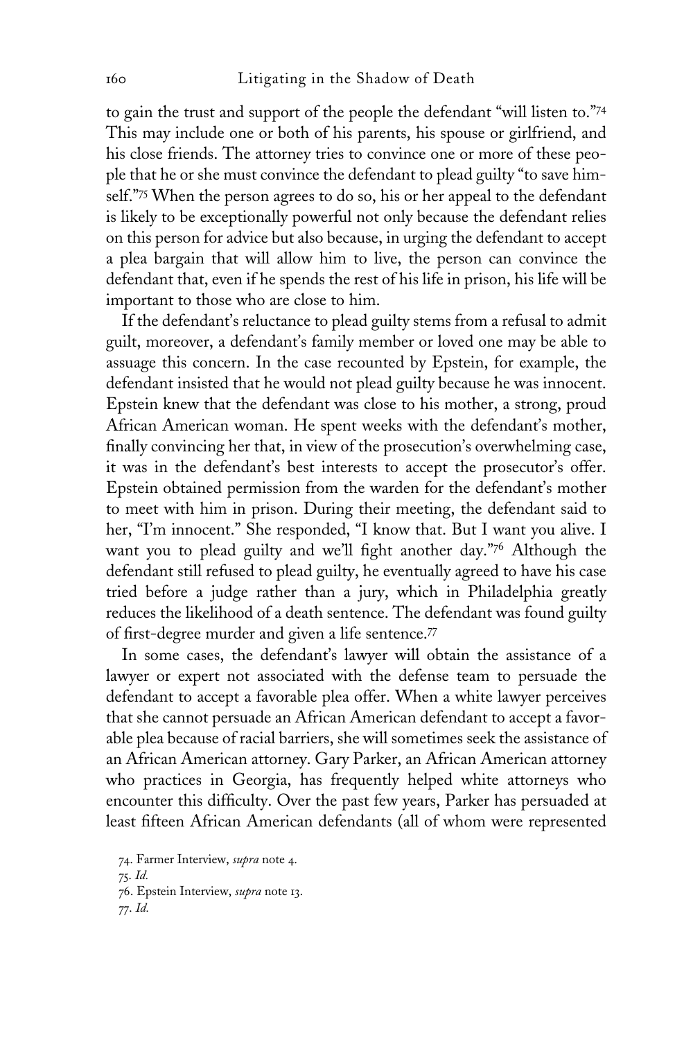to gain the trust and support of the people the defendant "will listen to."[74] This may include one or both of his parents, his spouse or girlfriend, and his close friends. The attorney tries to convince one or more of these people that he or she must convince the defendant to plead guilty "to save himself."[75] When the person agrees to do so, his or her appeal to the defendant is likely to be exceptionally powerful not only because the defendant relies on this person for advice but also because, in urging the defendant to accept a plea bargain that will allow him to live, the person can convince the defendant that, even if he spends the rest of his life in prison, his life will be important to those who are close to him.

If the defendant's reluctance to plead guilty stems from a refusal to admit guilt, moreover, a defendant's family member or loved one may be able to assuage this concern. In the case recounted by Epstein, for example, the defendant insisted that he would not plead guilty because he was innocent. Epstein knew that the defendant was close to his mother, a strong, proud African American woman. He spent weeks with the defendant's mother, finally convincing her that, in view of the prosecution's overwhelming case, it was in the defendant's best interests to accept the prosecutor's offer. Epstein obtained permission from the warden for the defendant's mother to meet with him in prison. During their meeting, the defendant said to her, "I'm innocent." She responded, "I know that. But I want you alive. I want you to plead guilty and we'll fight another day."[76] Although the defendant still refused to plead guilty, he eventually agreed to have his case tried before a judge rather than a jury, which in Philadelphia greatly reduces the likelihood of a death sentence. The defendant was found guilty of first-degree murder and given a life sentence.[77]

In some cases, the defendant's lawyer will obtain the assistance of a lawyer or expert not associated with the defense team to persuade the defendant to accept a favorable plea offer. When a white lawyer perceives that she cannot persuade an African American defendant to accept a favorable plea because of racial barriers, she will sometimes seek the assistance of an African American attorney. Gary Parker, an African American attorney who practices in Georgia, has frequently helped white attorneys who encounter this difficulty. Over the past few years, Parker has persuaded at least fifteen African American defendants (all of whom were represented

74. Farmer Interview, *supra* note 4.

75. *Id.*

76. Epstein Interview, *supra* note 13.

77. *Id.*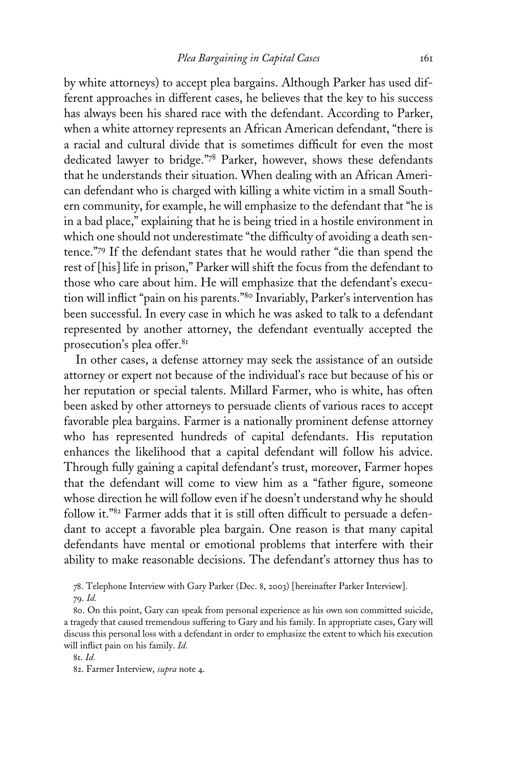by white attorneys) to accept plea bargains. Although Parker has used different approaches in different cases, he believes that the key to his success has always been his shared race with the defendant. According to Parker, when a white attorney represents an African American defendant, "there is a racial and cultural divide that is sometimes difficult for even the most dedicated lawyer to bridge."[78] Parker, however, shows these defendants that he understands their situation. When dealing with an African American defendant who is charged with killing a white victim in a small Southern community, for example, he will emphasize to the defendant that "he is in a bad place," explaining that he is being tried in a hostile environment in which one should not underestimate "the difficulty of avoiding a death sentence."[79] If the defendant states that he would rather "die than spend the rest of [his] life in prison," Parker will shift the focus from the defendant to those who care about him. He will emphasize that the defendant's execution will inflict "pain on his parents."[80] Invariably, Parker's intervention has been successful. In every case in which he was asked to talk to a defendant represented by another attorney, the defendant eventually accepted the prosecution's plea offer.[81]

In other cases, a defense attorney may seek the assistance of an outside attorney or expert not because of the individual's race but because of his or her reputation or special talents. Millard Farmer, who is white, has often been asked by other attorneys to persuade clients of various races to accept favorable plea bargains. Farmer is a nationally prominent defense attorney who has represented hundreds of capital defendants. His reputation enhances the likelihood that a capital defendant will follow his advice. Through fully gaining a capital defendant's trust, moreover, Farmer hopes that the defendant will come to view him as a "father figure, someone whose direction he will follow even if he doesn't understand why he should follow it."[82] Farmer adds that it is still often difficult to persuade a defendant to accept a favorable plea bargain. One reason is that many capital defendants have mental or emotional problems that interfere with their ability to make reasonable decisions. The defendant's attorney thus has to

78. Telephone Interview with Gary Parker (Dec. 8, 2003) [hereinafter Parker Interview].

79. *Id.*

80. On this point, Gary can speak from personal experience as his own son committed suicide, a tragedy that caused tremendous suffering to Gary and his family. In appropriate cases, Gary will discuss this personal loss with a defendant in order to emphasize the extent to which his execution will inflict pain on his family. *Id.*

81. *Id.*

82. Farmer Interview, *supra* note 4.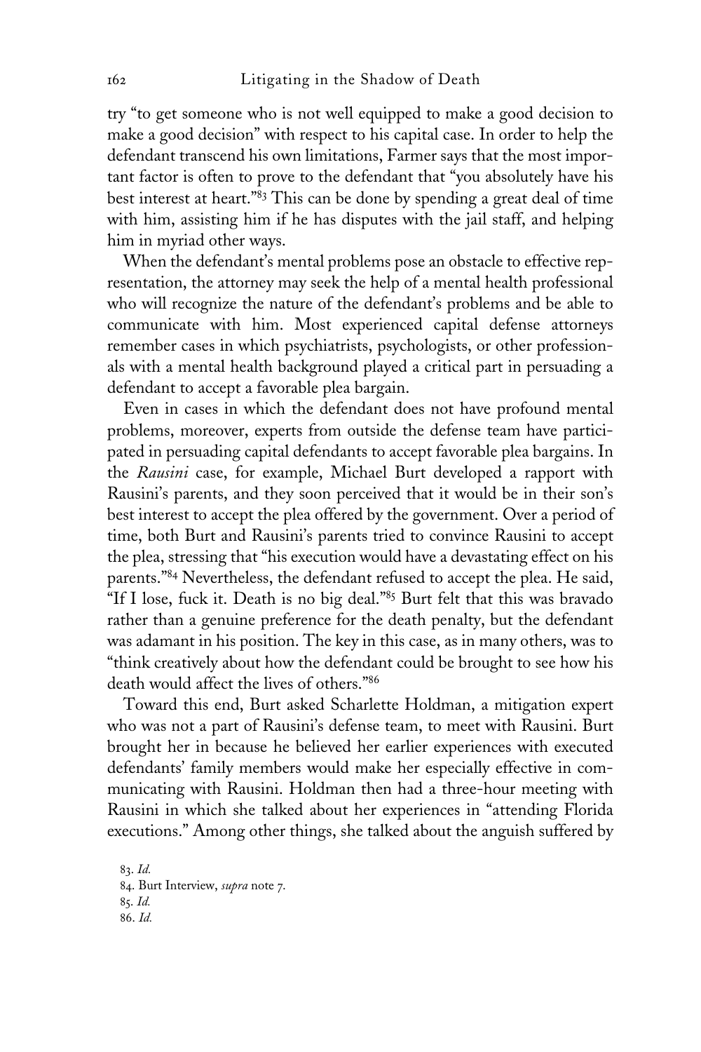try "to get someone who is not well equipped to make a good decision to make a good decision" with respect to his capital case. In order to help the defendant transcend his own limitations, Farmer says that the most important factor is often to prove to the defendant that "you absolutely have his best interest at heart."[83] This can be done by spending a great deal of time with him, assisting him if he has disputes with the jail staff, and helping him in myriad other ways.

When the defendant's mental problems pose an obstacle to effective representation, the attorney may seek the help of a mental health professional who will recognize the nature of the defendant's problems and be able to communicate with him. Most experienced capital defense attorneys remember cases in which psychiatrists, psychologists, or other professionals with a mental health background played a critical part in persuading a defendant to accept a favorable plea bargain.

Even in cases in which the defendant does not have profound mental problems, moreover, experts from outside the defense team have participated in persuading capital defendants to accept favorable plea bargains. In the *Rausini* case, for example, Michael Burt developed a rapport with Rausini's parents, and they soon perceived that it would be in their son's best interest to accept the plea offered by the government. Over a period of time, both Burt and Rausini's parents tried to convince Rausini to accept the plea, stressing that "his execution would have a devastating effect on his parents."[84] Nevertheless, the defendant refused to accept the plea. He said, "If I lose, fuck it. Death is no big deal."[85] Burt felt that this was bravado rather than a genuine preference for the death penalty, but the defendant was adamant in his position. The key in this case, as in many others, was to "think creatively about how the defendant could be brought to see how his death would affect the lives of others."[86]

Toward this end, Burt asked Scharlette Holdman, a mitigation expert who was not a part of Rausini's defense team, to meet with Rausini. Burt brought her in because he believed her earlier experiences with executed defendants' family members would make her especially effective in communicating with Rausini. Holdman then had a three-hour meeting with Rausini in which she talked about her experiences in "attending Florida executions." Among other things, she talked about the anguish suffered by

83. *Id.*
84. Burt Interview, *supra* note 7.
85. *Id.*
86. *Id.*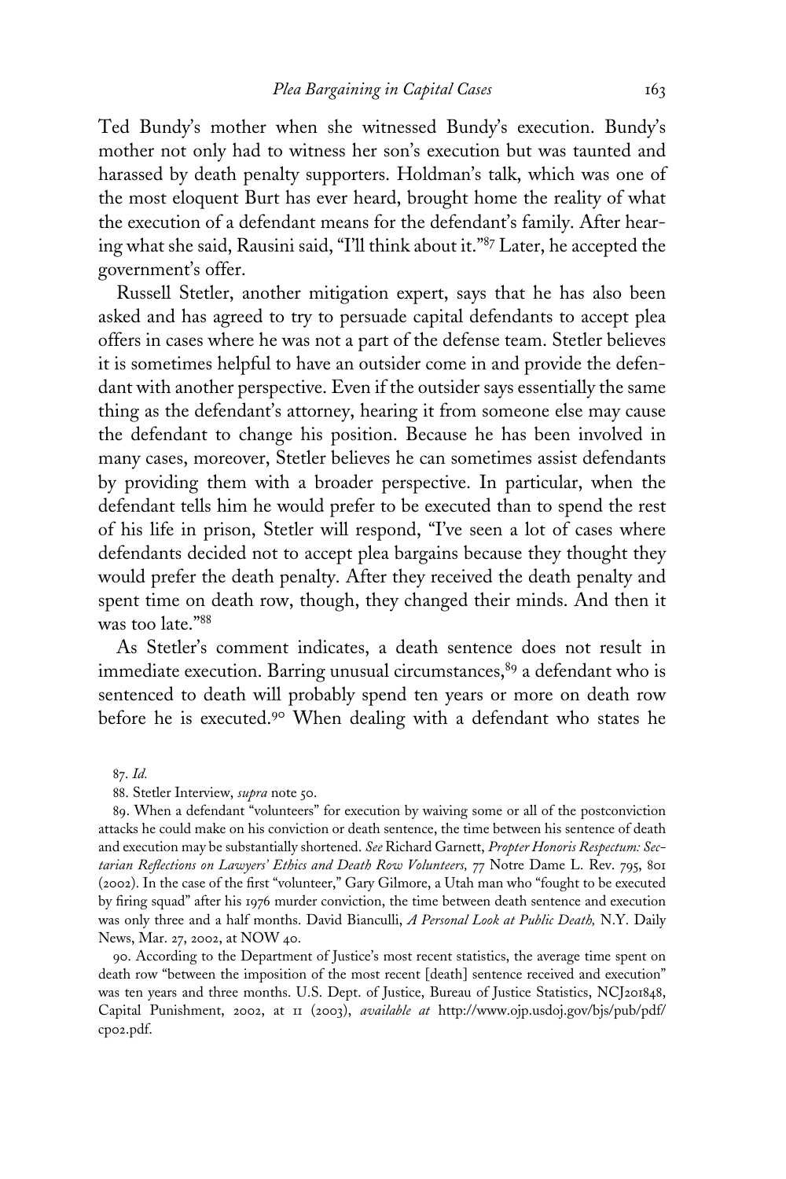Ted Bundy's mother when she witnessed Bundy's execution. Bundy's mother not only had to witness her son's execution but was taunted and harassed by death penalty supporters. Holdman's talk, which was one of the most eloquent Burt has ever heard, brought home the reality of what the execution of a defendant means for the defendant's family. After hearing what she said, Rausini said, "I'll think about it."[87] Later, he accepted the government's offer.

Russell Stetler, another mitigation expert, says that he has also been asked and has agreed to try to persuade capital defendants to accept plea offers in cases where he was not a part of the defense team. Stetler believes it is sometimes helpful to have an outsider come in and provide the defendant with another perspective. Even if the outsider says essentially the same thing as the defendant's attorney, hearing it from someone else may cause the defendant to change his position. Because he has been involved in many cases, moreover, Stetler believes he can sometimes assist defendants by providing them with a broader perspective. In particular, when the defendant tells him he would prefer to be executed than to spend the rest of his life in prison, Stetler will respond, "I've seen a lot of cases where defendants decided not to accept plea bargains because they thought they would prefer the death penalty. After they received the death penalty and spent time on death row, though, they changed their minds. And then it was too late."[88]

As Stetler's comment indicates, a death sentence does not result in immediate execution. Barring unusual circumstances,[89] a defendant who is sentenced to death will probably spend ten years or more on death row before he is executed.[90] When dealing with a defendant who states he

87. *Id.*

88. Stetler Interview, *supra* note 50.

89. When a defendant "volunteers" for execution by waiving some or all of the postconviction attacks he could make on his conviction or death sentence, the time between his sentence of death and execution may be substantially shortened. *See* Richard Garnett, *Propter Honoris Respectum: Sectarian Reflections on Lawyers' Ethics and Death Row Volunteers,* 77 Notre Dame L. Rev. 795, 801 (2002). In the case of the first "volunteer," Gary Gilmore, a Utah man who "fought to be executed by firing squad" after his 1976 murder conviction, the time between death sentence and execution was only three and a half months. David Bianculli, *A Personal Look at Public Death,* N.Y. Daily News, Mar. 27, 2002, at NOW 40.

90. According to the Department of Justice's most recent statistics, the average time spent on death row "between the imposition of the most recent [death] sentence received and execution" was ten years and three months. U.S. Dept. of Justice, Bureau of Justice Statistics, NCJ201848, Capital Punishment, 2002, at 11 (2003), *available at* http://www.ojp.usdoj.gov/bjs/pub/pdf/cp02.pdf.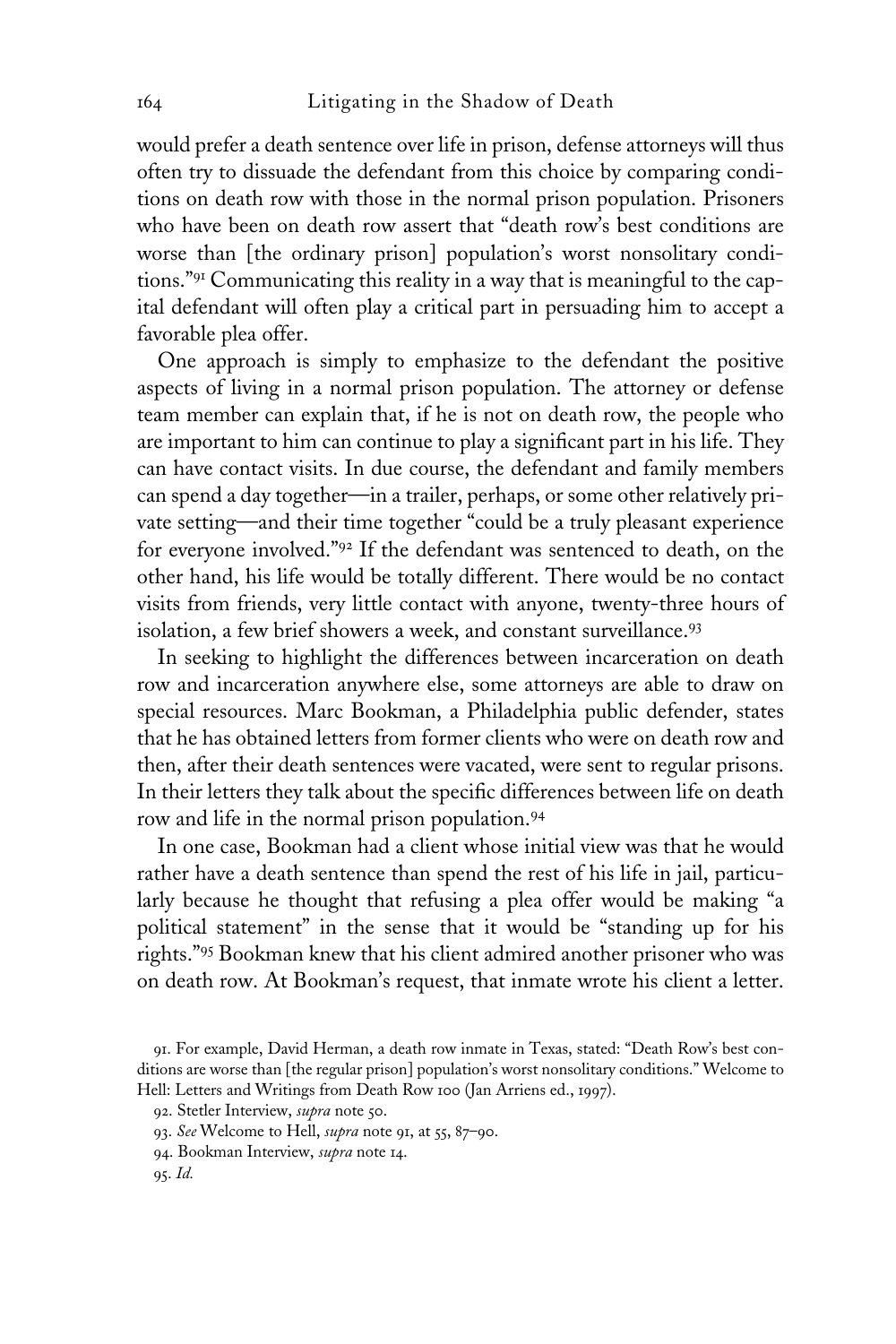would prefer a death sentence over life in prison, defense attorneys will thus often try to dissuade the defendant from this choice by comparing conditions on death row with those in the normal prison population. Prisoners who have been on death row assert that "death row's best conditions are worse than [the ordinary prison] population's worst nonsolitary conditions."[91] Communicating this reality in a way that is meaningful to the capital defendant will often play a critical part in persuading him to accept a favorable plea offer.

One approach is simply to emphasize to the defendant the positive aspects of living in a normal prison population. The attorney or defense team member can explain that, if he is not on death row, the people who are important to him can continue to play a significant part in his life. They can have contact visits. In due course, the defendant and family members can spend a day together—in a trailer, perhaps, or some other relatively private setting—and their time together "could be a truly pleasant experience for everyone involved."[92] If the defendant was sentenced to death, on the other hand, his life would be totally different. There would be no contact visits from friends, very little contact with anyone, twenty-three hours of isolation, a few brief showers a week, and constant surveillance.[93]

In seeking to highlight the differences between incarceration on death row and incarceration anywhere else, some attorneys are able to draw on special resources. Marc Bookman, a Philadelphia public defender, states that he has obtained letters from former clients who were on death row and then, after their death sentences were vacated, were sent to regular prisons. In their letters they talk about the specific differences between life on death row and life in the normal prison population.[94]

In one case, Bookman had a client whose initial view was that he would rather have a death sentence than spend the rest of his life in jail, particularly because he thought that refusing a plea offer would be making "a political statement" in the sense that it would be "standing up for his rights."[95] Bookman knew that his client admired another prisoner who was on death row. At Bookman's request, that inmate wrote his client a letter.

91. For example, David Herman, a death row inmate in Texas, stated: "Death Row's best conditions are worse than [the regular prison] population's worst nonsolitary conditions." Welcome to Hell: Letters and Writings from Death Row 100 (Jan Arriens ed., 1997).

92. Stetler Interview, *supra* note 50.

93. *See* Welcome to Hell, *supra* note 91, at 55, 87–90.

94. Bookman Interview, *supra* note 14.

95. *Id.*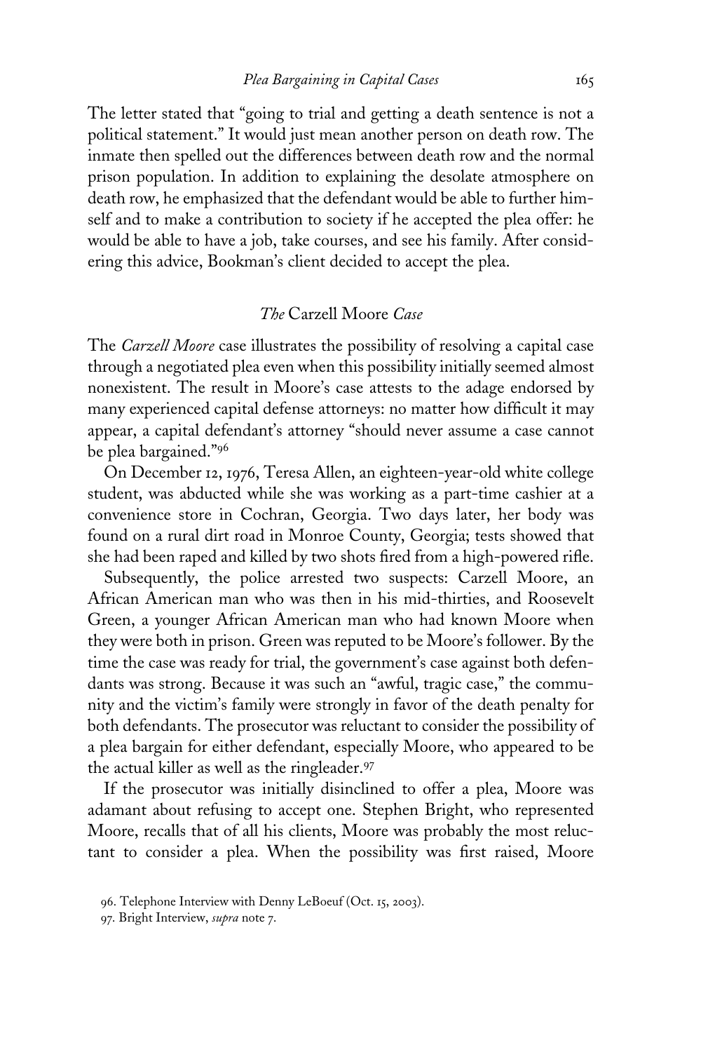The letter stated that "going to trial and getting a death sentence is not a political statement." It would just mean another person on death row. The inmate then spelled out the differences between death row and the normal prison population. In addition to explaining the desolate atmosphere on death row, he emphasized that the defendant would be able to further himself and to make a contribution to society if he accepted the plea offer: he would be able to have a job, take courses, and see his family. After considering this advice, Bookman's client decided to accept the plea.

### *The* Carzell Moore *Case*

The *Carzell Moore* case illustrates the possibility of resolving a capital case through a negotiated plea even when this possibility initially seemed almost nonexistent. The result in Moore's case attests to the adage endorsed by many experienced capital defense attorneys: no matter how difficult it may appear, a capital defendant's attorney "should never assume a case cannot be plea bargained."[96]

On December 12, 1976, Teresa Allen, an eighteen-year-old white college student, was abducted while she was working as a part-time cashier at a convenience store in Cochran, Georgia. Two days later, her body was found on a rural dirt road in Monroe County, Georgia; tests showed that she had been raped and killed by two shots fired from a high-powered rifle.

Subsequently, the police arrested two suspects: Carzell Moore, an African American man who was then in his mid-thirties, and Roosevelt Green, a younger African American man who had known Moore when they were both in prison. Green was reputed to be Moore's follower. By the time the case was ready for trial, the government's case against both defendants was strong. Because it was such an "awful, tragic case," the community and the victim's family were strongly in favor of the death penalty for both defendants. The prosecutor was reluctant to consider the possibility of a plea bargain for either defendant, especially Moore, who appeared to be the actual killer as well as the ringleader.[97]

If the prosecutor was initially disinclined to offer a plea, Moore was adamant about refusing to accept one. Stephen Bright, who represented Moore, recalls that of all his clients, Moore was probably the most reluctant to consider a plea. When the possibility was first raised, Moore

96. Telephone Interview with Denny LeBoeuf (Oct. 15, 2003).

97. Bright Interview, *supra* note 7.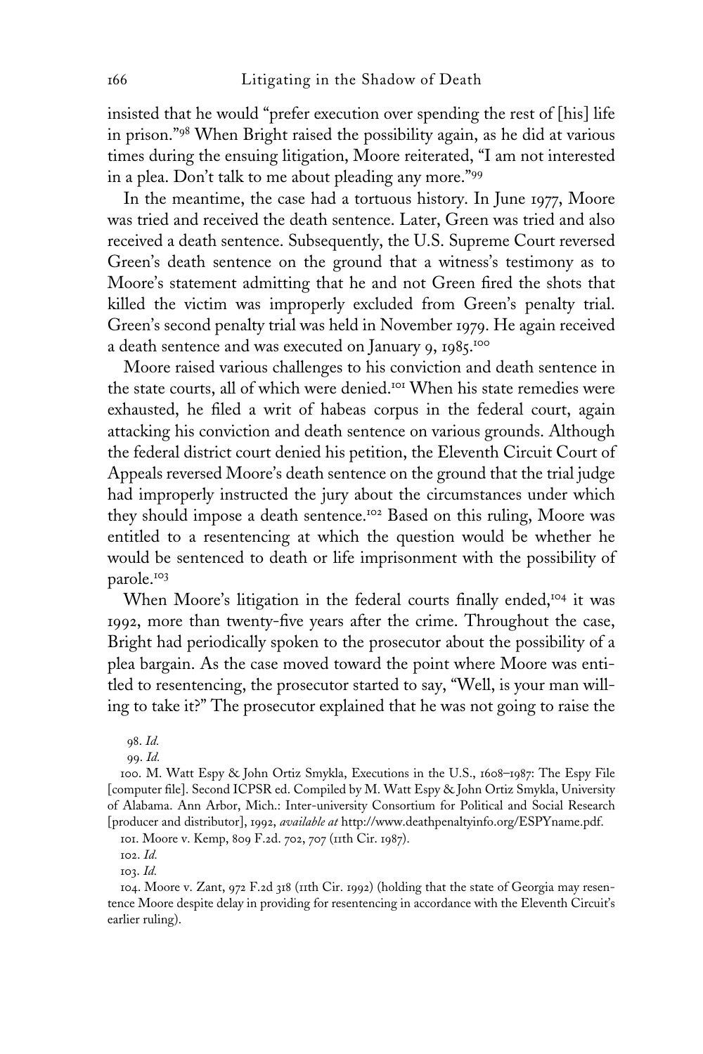insisted that he would "prefer execution over spending the rest of [his] life in prison."[98] When Bright raised the possibility again, as he did at various times during the ensuing litigation, Moore reiterated, "I am not interested in a plea. Don't talk to me about pleading any more."[99]

In the meantime, the case had a tortuous history. In June 1977, Moore was tried and received the death sentence. Later, Green was tried and also received a death sentence. Subsequently, the U.S. Supreme Court reversed Green's death sentence on the ground that a witness's testimony as to Moore's statement admitting that he and not Green fired the shots that killed the victim was improperly excluded from Green's penalty trial. Green's second penalty trial was held in November 1979. He again received a death sentence and was executed on January 9, 1985.[100]

Moore raised various challenges to his conviction and death sentence in the state courts, all of which were denied.[101] When his state remedies were exhausted, he filed a writ of habeas corpus in the federal court, again attacking his conviction and death sentence on various grounds. Although the federal district court denied his petition, the Eleventh Circuit Court of Appeals reversed Moore's death sentence on the ground that the trial judge had improperly instructed the jury about the circumstances under which they should impose a death sentence.[102] Based on this ruling, Moore was entitled to a resentencing at which the question would be whether he would be sentenced to death or life imprisonment with the possibility of parole.[103]

When Moore's litigation in the federal courts finally ended,[104] it was 1992, more than twenty-five years after the crime. Throughout the case, Bright had periodically spoken to the prosecutor about the possibility of a plea bargain. As the case moved toward the point where Moore was entitled to resentencing, the prosecutor started to say, "Well, is your man willing to take it?" The prosecutor explained that he was not going to raise the

98. *Id.*

99. *Id.*

100. M. Watt Espy & John Ortiz Smykla, Executions in the U.S., 1608–1987: The Espy File [computer file]. Second ICPSR ed. Compiled by M. Watt Espy & John Ortiz Smykla, University of Alabama. Ann Arbor, Mich.: Inter-university Consortium for Political and Social Research [producer and distributor], 1992, *available at* http://www.deathpenaltyinfo.org/ESPYname.pdf.

101. Moore v. Kemp, 809 F.2d. 702, 707 (11th Cir. 1987).

102. *Id.*

103. *Id.*

104. Moore v. Zant, 972 F.2d 318 (11th Cir. 1992) (holding that the state of Georgia may resentence Moore despite delay in providing for resentencing in accordance with the Eleventh Circuit's earlier ruling).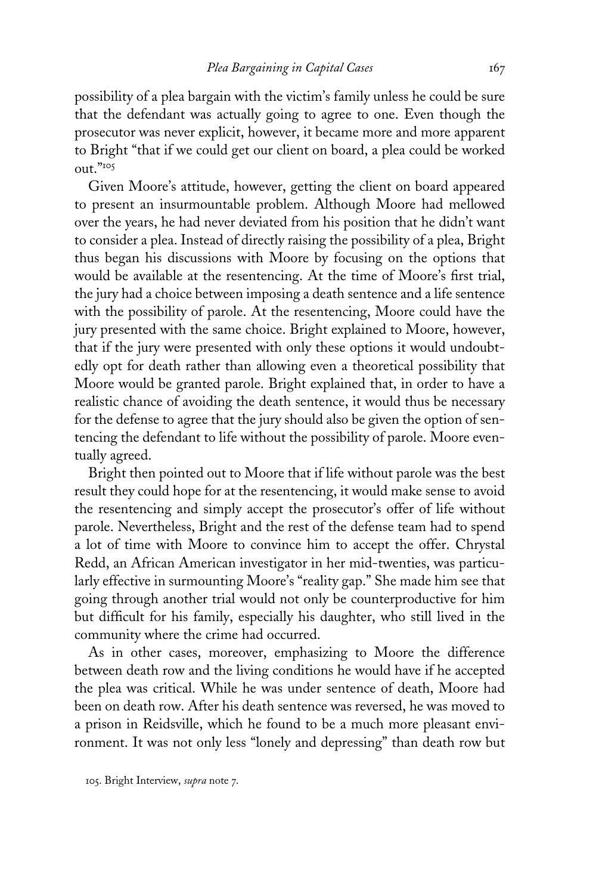possibility of a plea bargain with the victim's family unless he could be sure that the defendant was actually going to agree to one. Even though the prosecutor was never explicit, however, it became more and more apparent to Bright "that if we could get our client on board, a plea could be worked out."[105]

Given Moore's attitude, however, getting the client on board appeared to present an insurmountable problem. Although Moore had mellowed over the years, he had never deviated from his position that he didn't want to consider a plea. Instead of directly raising the possibility of a plea, Bright thus began his discussions with Moore by focusing on the options that would be available at the resentencing. At the time of Moore's first trial, the jury had a choice between imposing a death sentence and a life sentence with the possibility of parole. At the resentencing, Moore could have the jury presented with the same choice. Bright explained to Moore, however, that if the jury were presented with only these options it would undoubtedly opt for death rather than allowing even a theoretical possibility that Moore would be granted parole. Bright explained that, in order to have a realistic chance of avoiding the death sentence, it would thus be necessary for the defense to agree that the jury should also be given the option of sentencing the defendant to life without the possibility of parole. Moore eventually agreed.

Bright then pointed out to Moore that if life without parole was the best result they could hope for at the resentencing, it would make sense to avoid the resentencing and simply accept the prosecutor's offer of life without parole. Nevertheless, Bright and the rest of the defense team had to spend a lot of time with Moore to convince him to accept the offer. Chrystal Redd, an African American investigator in her mid-twenties, was particularly effective in surmounting Moore's "reality gap." She made him see that going through another trial would not only be counterproductive for him but difficult for his family, especially his daughter, who still lived in the community where the crime had occurred.

As in other cases, moreover, emphasizing to Moore the difference between death row and the living conditions he would have if he accepted the plea was critical. While he was under sentence of death, Moore had been on death row. After his death sentence was reversed, he was moved to a prison in Reidsville, which he found to be a much more pleasant environment. It was not only less "lonely and depressing" than death row but

105. Bright Interview, *supra* note 7.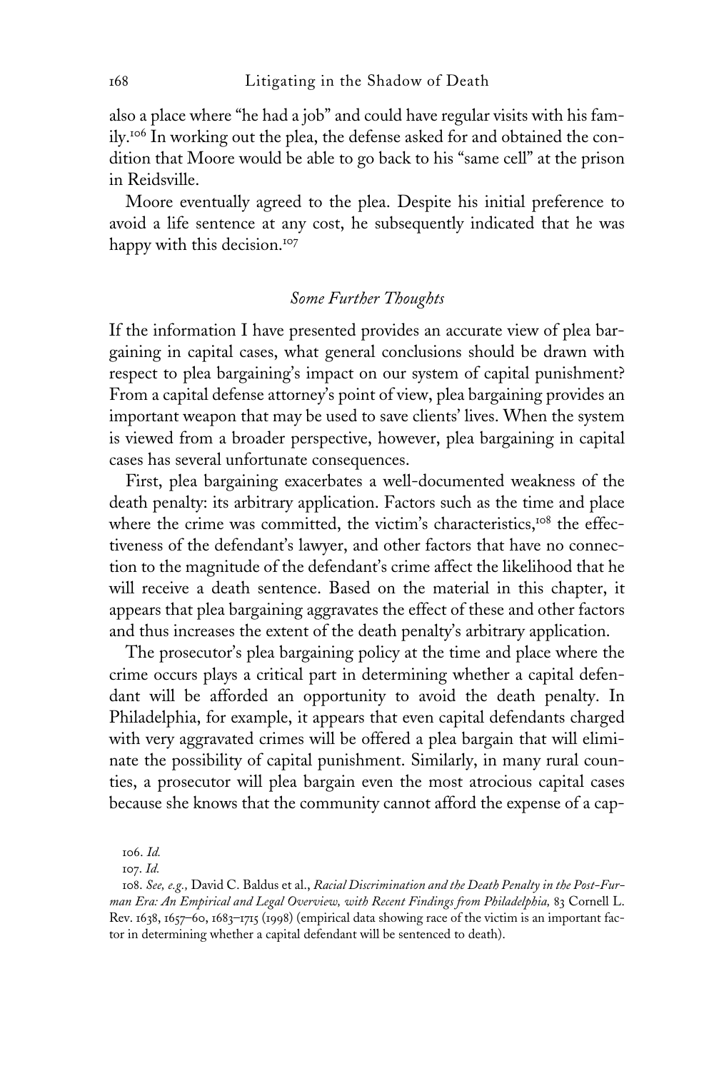also a place where "he had a job" and could have regular visits with his family.[106] In working out the plea, the defense asked for and obtained the condition that Moore would be able to go back to his "same cell" at the prison in Reidsville.

Moore eventually agreed to the plea. Despite his initial preference to avoid a life sentence at any cost, he subsequently indicated that he was happy with this decision.[107]

### *Some Further Thoughts*

If the information I have presented provides an accurate view of plea bargaining in capital cases, what general conclusions should be drawn with respect to plea bargaining's impact on our system of capital punishment? From a capital defense attorney's point of view, plea bargaining provides an important weapon that may be used to save clients' lives. When the system is viewed from a broader perspective, however, plea bargaining in capital cases has several unfortunate consequences.

First, plea bargaining exacerbates a well-documented weakness of the death penalty: its arbitrary application. Factors such as the time and place where the crime was committed, the victim's characteristics,[108] the effectiveness of the defendant's lawyer, and other factors that have no connection to the magnitude of the defendant's crime affect the likelihood that he will receive a death sentence. Based on the material in this chapter, it appears that plea bargaining aggravates the effect of these and other factors and thus increases the extent of the death penalty's arbitrary application.

The prosecutor's plea bargaining policy at the time and place where the crime occurs plays a critical part in determining whether a capital defendant will be afforded an opportunity to avoid the death penalty. In Philadelphia, for example, it appears that even capital defendants charged with very aggravated crimes will be offered a plea bargain that will eliminate the possibility of capital punishment. Similarly, in many rural counties, a prosecutor will plea bargain even the most atrocious capital cases because she knows that the community cannot afford the expense of a cap-

106. *Id.*

107. *Id.*

108. *See, e.g.,* David C. Baldus et al., *Racial Discrimination and the Death Penalty in the Post-Furman Era: An Empirical and Legal Overview, with Recent Findings from Philadelphia,* 83 Cornell L. Rev. 1638, 1657–60, 1683–1715 (1998) (empirical data showing race of the victim is an important factor in determining whether a capital defendant will be sentenced to death).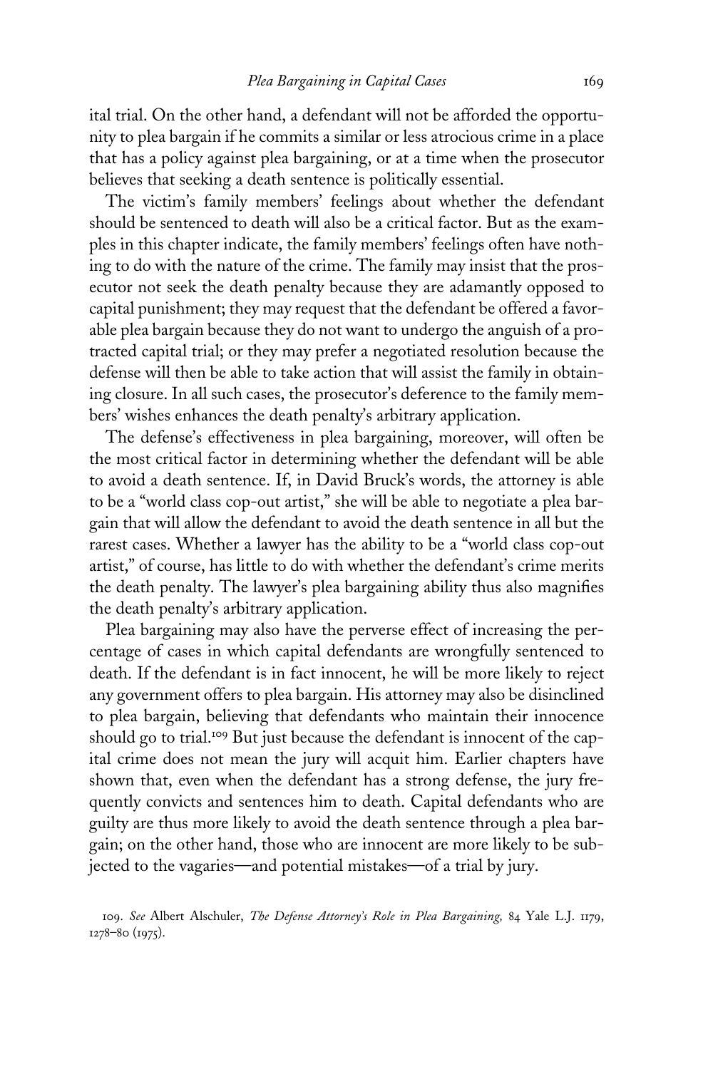ital trial. On the other hand, a defendant will not be afforded the opportunity to plea bargain if he commits a similar or less atrocious crime in a place that has a policy against plea bargaining, or at a time when the prosecutor believes that seeking a death sentence is politically essential.

The victim's family members' feelings about whether the defendant should be sentenced to death will also be a critical factor. But as the examples in this chapter indicate, the family members' feelings often have nothing to do with the nature of the crime. The family may insist that the prosecutor not seek the death penalty because they are adamantly opposed to capital punishment; they may request that the defendant be offered a favorable plea bargain because they do not want to undergo the anguish of a protracted capital trial; or they may prefer a negotiated resolution because the defense will then be able to take action that will assist the family in obtaining closure. In all such cases, the prosecutor's deference to the family members' wishes enhances the death penalty's arbitrary application.

The defense's effectiveness in plea bargaining, moreover, will often be the most critical factor in determining whether the defendant will be able to avoid a death sentence. If, in David Bruck's words, the attorney is able to be a "world class cop-out artist," she will be able to negotiate a plea bargain that will allow the defendant to avoid the death sentence in all but the rarest cases. Whether a lawyer has the ability to be a "world class cop-out artist," of course, has little to do with whether the defendant's crime merits the death penalty. The lawyer's plea bargaining ability thus also magnifies the death penalty's arbitrary application.

Plea bargaining may also have the perverse effect of increasing the percentage of cases in which capital defendants are wrongfully sentenced to death. If the defendant is in fact innocent, he will be more likely to reject any government offers to plea bargain. His attorney may also be disinclined to plea bargain, believing that defendants who maintain their innocence should go to trial.[109] But just because the defendant is innocent of the capital crime does not mean the jury will acquit him. Earlier chapters have shown that, even when the defendant has a strong defense, the jury frequently convicts and sentences him to death. Capital defendants who are guilty are thus more likely to avoid the death sentence through a plea bargain; on the other hand, those who are innocent are more likely to be subjected to the vagaries—and potential mistakes—of a trial by jury.

109. *See* Albert Alschuler, *The Defense Attorney's Role in Plea Bargaining,* 84 Yale L.J. 1179, 1278–80 (1975).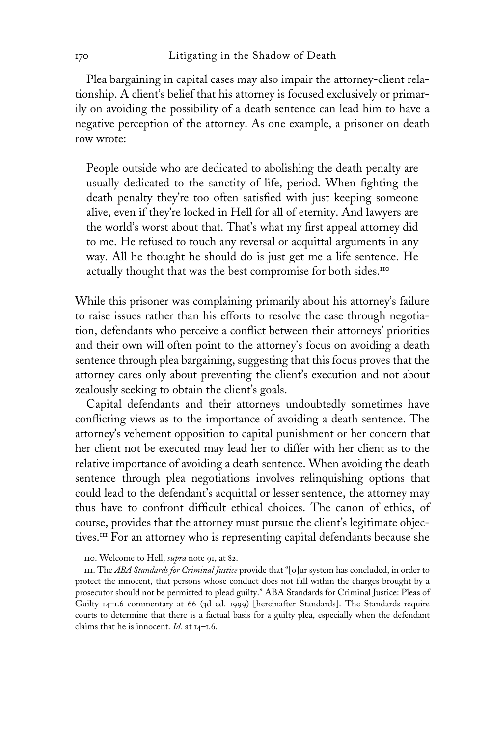Plea bargaining in capital cases may also impair the attorney-client relationship. A client's belief that his attorney is focused exclusively or primarily on avoiding the possibility of a death sentence can lead him to have a negative perception of the attorney. As one example, a prisoner on death row wrote:

> People outside who are dedicated to abolishing the death penalty are usually dedicated to the sanctity of life, period. When fighting the death penalty they're too often satisfied with just keeping someone alive, even if they're locked in Hell for all of eternity. And lawyers are the world's worst about that. That's what my first appeal attorney did to me. He refused to touch any reversal or acquittal arguments in any way. All he thought he should do is just get me a life sentence. He actually thought that was the best compromise for both sides.[110]

While this prisoner was complaining primarily about his attorney's failure to raise issues rather than his efforts to resolve the case through negotiation, defendants who perceive a conflict between their attorneys' priorities and their own will often point to the attorney's focus on avoiding a death sentence through plea bargaining, suggesting that this focus proves that the attorney cares only about preventing the client's execution and not about zealously seeking to obtain the client's goals.

Capital defendants and their attorneys undoubtedly sometimes have conflicting views as to the importance of avoiding a death sentence. The attorney's vehement opposition to capital punishment or her concern that her client not be executed may lead her to differ with her client as to the relative importance of avoiding a death sentence. When avoiding the death sentence through plea negotiations involves relinquishing options that could lead to the defendant's acquittal or lesser sentence, the attorney may thus have to confront difficult ethical choices. The canon of ethics, of course, provides that the attorney must pursue the client's legitimate objectives.[111] For an attorney who is representing capital defendants because she

110. Welcome to Hell, *supra* note 91, at 82.

111. The *ABA Standards for Criminal Justice* provide that "[o]ur system has concluded, in order to protect the innocent, that persons whose conduct does not fall within the charges brought by a prosecutor should not be permitted to plead guilty." ABA Standards for Criminal Justice: Pleas of Guilty 14–1.6 commentary at 66 (3d ed. 1999) [hereinafter Standards]. The Standards require courts to determine that there is a factual basis for a guilty plea, especially when the defendant claims that he is innocent. *Id.* at 14–1.6.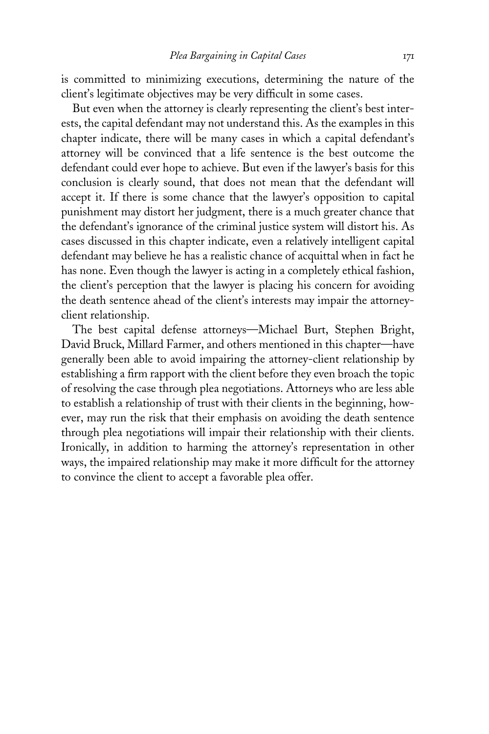is committed to minimizing executions, determining the nature of the client's legitimate objectives may be very difficult in some cases.

But even when the attorney is clearly representing the client's best interests, the capital defendant may not understand this. As the examples in this chapter indicate, there will be many cases in which a capital defendant's attorney will be convinced that a life sentence is the best outcome the defendant could ever hope to achieve. But even if the lawyer's basis for this conclusion is clearly sound, that does not mean that the defendant will accept it. If there is some chance that the lawyer's opposition to capital punishment may distort her judgment, there is a much greater chance that the defendant's ignorance of the criminal justice system will distort his. As cases discussed in this chapter indicate, even a relatively intelligent capital defendant may believe he has a realistic chance of acquittal when in fact he has none. Even though the lawyer is acting in a completely ethical fashion, the client's perception that the lawyer is placing his concern for avoiding the death sentence ahead of the client's interests may impair the attorney-client relationship.

The best capital defense attorneys—Michael Burt, Stephen Bright, David Bruck, Millard Farmer, and others mentioned in this chapter—have generally been able to avoid impairing the attorney-client relationship by establishing a firm rapport with the client before they even broach the topic of resolving the case through plea negotiations. Attorneys who are less able to establish a relationship of trust with their clients in the beginning, however, may run the risk that their emphasis on avoiding the death sentence through plea negotiations will impair their relationship with their clients. Ironically, in addition to harming the attorney's representation in other ways, the impaired relationship may make it more difficult for the attorney to convince the client to accept a favorable plea offer.